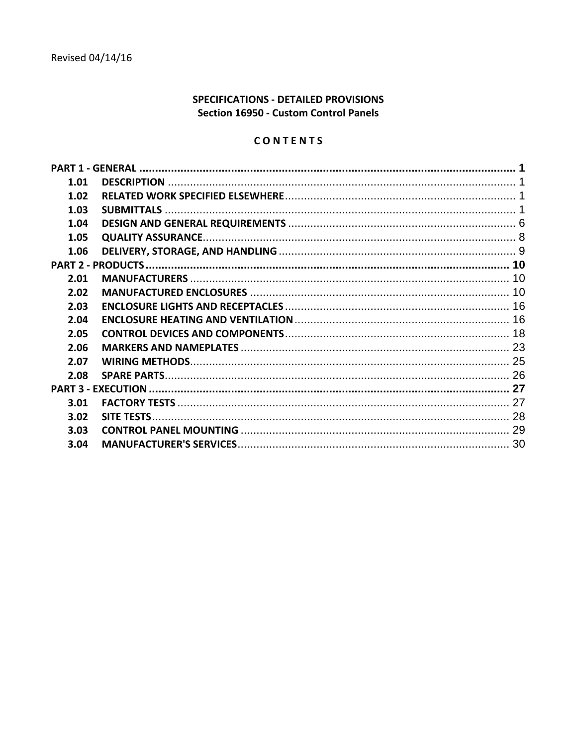Revised 04/14/16

# SPECIFICATIONS - DETAILED PROVISIONS
## Section 16950 - Custom Control Panels

### C O N T E N T S

| | | |
|---|---|---|
| **PART 1 - GENERAL** | | **1** |
| **1.01** | **DESCRIPTION** | 1 |
| **1.02** | **RELATED WORK SPECIFIED ELSEWHERE** | 1 |
| **1.03** | **SUBMITTALS** | 1 |
| **1.04** | **DESIGN AND GENERAL REQUIREMENTS** | 6 |
| **1.05** | **QUALITY ASSURANCE** | 8 |
| **1.06** | **DELIVERY, STORAGE, AND HANDLING** | 9 |
| **PART 2 - PRODUCTS** | | **10** |
| **2.01** | **MANUFACTURERS** | 10 |
| **2.02** | **MANUFACTURED ENCLOSURES** | 10 |
| **2.03** | **ENCLOSURE LIGHTS AND RECEPTACLES** | 16 |
| **2.04** | **ENCLOSURE HEATING AND VENTILATION** | 16 |
| **2.05** | **CONTROL DEVICES AND COMPONENTS** | 18 |
| **2.06** | **MARKERS AND NAMEPLATES** | 23 |
| **2.07** | **WIRING METHODS** | 25 |
| **2.08** | **SPARE PARTS** | 26 |
| **PART 3 - EXECUTION** | | **27** |
| **3.01** | **FACTORY TESTS** | 27 |
| **3.02** | **SITE TESTS** | 28 |
| **3.03** | **CONTROL PANEL MOUNTING** | 29 |
| **3.04** | **MANUFACTURER'S SERVICES** | 30 |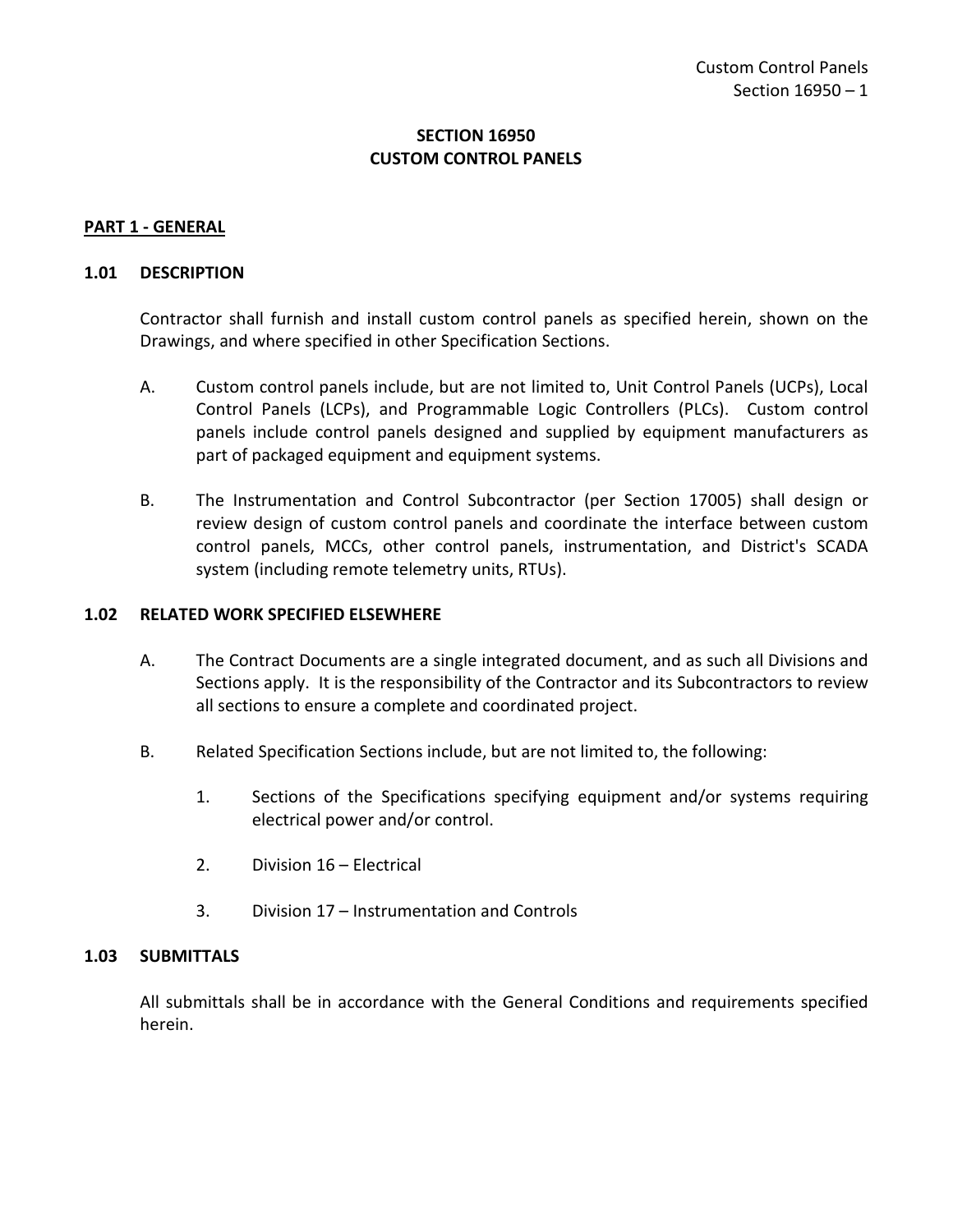# SECTION 16950
# CUSTOM CONTROL PANELS

## PART 1 - GENERAL

### 1.01 DESCRIPTION

Contractor shall furnish and install custom control panels as specified herein, shown on the Drawings, and where specified in other Specification Sections.

A. Custom control panels include, but are not limited to, Unit Control Panels (UCPs), Local Control Panels (LCPs), and Programmable Logic Controllers (PLCs). Custom control panels include control panels designed and supplied by equipment manufacturers as part of packaged equipment and equipment systems.

B. The Instrumentation and Control Subcontractor (per Section 17005) shall design or review design of custom control panels and coordinate the interface between custom control panels, MCCs, other control panels, instrumentation, and District's SCADA system (including remote telemetry units, RTUs).

### 1.02 RELATED WORK SPECIFIED ELSEWHERE

A. The Contract Documents are a single integrated document, and as such all Divisions and Sections apply. It is the responsibility of the Contractor and its Subcontractors to review all sections to ensure a complete and coordinated project.

B. Related Specification Sections include, but are not limited to, the following:

1. Sections of the Specifications specifying equipment and/or systems requiring electrical power and/or control.

2. Division 16 – Electrical

3. Division 17 – Instrumentation and Controls

### 1.03 SUBMITTALS

All submittals shall be in accordance with the General Conditions and requirements specified herein.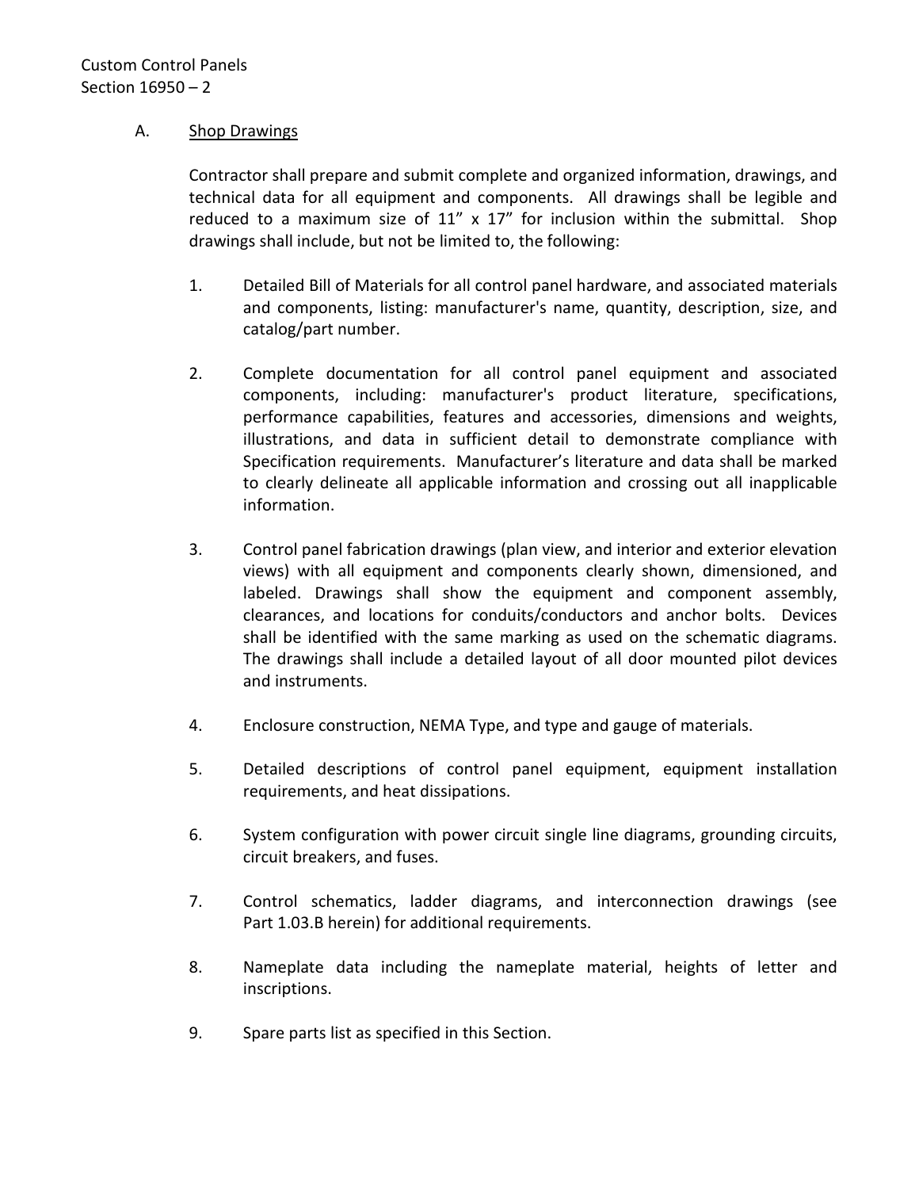A. Shop Drawings

Contractor shall prepare and submit complete and organized information, drawings, and technical data for all equipment and components. All drawings shall be legible and reduced to a maximum size of 11" x 17" for inclusion within the submittal. Shop drawings shall include, but not be limited to, the following:

1. Detailed Bill of Materials for all control panel hardware, and associated materials and components, listing: manufacturer's name, quantity, description, size, and catalog/part number.

2. Complete documentation for all control panel equipment and associated components, including: manufacturer's product literature, specifications, performance capabilities, features and accessories, dimensions and weights, illustrations, and data in sufficient detail to demonstrate compliance with Specification requirements. Manufacturer's literature and data shall be marked to clearly delineate all applicable information and crossing out all inapplicable information.

3. Control panel fabrication drawings (plan view, and interior and exterior elevation views) with all equipment and components clearly shown, dimensioned, and labeled. Drawings shall show the equipment and component assembly, clearances, and locations for conduits/conductors and anchor bolts. Devices shall be identified with the same marking as used on the schematic diagrams. The drawings shall include a detailed layout of all door mounted pilot devices and instruments.

4. Enclosure construction, NEMA Type, and type and gauge of materials.

5. Detailed descriptions of control panel equipment, equipment installation requirements, and heat dissipations.

6. System configuration with power circuit single line diagrams, grounding circuits, circuit breakers, and fuses.

7. Control schematics, ladder diagrams, and interconnection drawings (see Part 1.03.B herein) for additional requirements.

8. Nameplate data including the nameplate material, heights of letter and inscriptions.

9. Spare parts list as specified in this Section.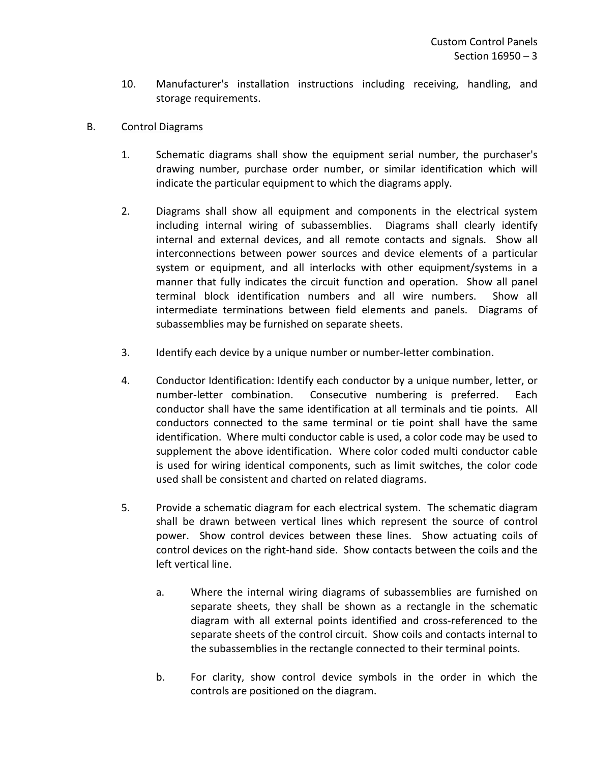10. Manufacturer's installation instructions including receiving, handling, and storage requirements.

B. Control Diagrams

1. Schematic diagrams shall show the equipment serial number, the purchaser's drawing number, purchase order number, or similar identification which will indicate the particular equipment to which the diagrams apply.

2. Diagrams shall show all equipment and components in the electrical system including internal wiring of subassemblies. Diagrams shall clearly identify internal and external devices, and all remote contacts and signals. Show all interconnections between power sources and device elements of a particular system or equipment, and all interlocks with other equipment/systems in a manner that fully indicates the circuit function and operation. Show all panel terminal block identification numbers and all wire numbers. Show all intermediate terminations between field elements and panels. Diagrams of subassemblies may be furnished on separate sheets.

3. Identify each device by a unique number or number-letter combination.

4. Conductor Identification: Identify each conductor by a unique number, letter, or number-letter combination. Consecutive numbering is preferred. Each conductor shall have the same identification at all terminals and tie points. All conductors connected to the same terminal or tie point shall have the same identification. Where multi conductor cable is used, a color code may be used to supplement the above identification. Where color coded multi conductor cable is used for wiring identical components, such as limit switches, the color code used shall be consistent and charted on related diagrams.

5. Provide a schematic diagram for each electrical system. The schematic diagram shall be drawn between vertical lines which represent the source of control power. Show control devices between these lines. Show actuating coils of control devices on the right-hand side. Show contacts between the coils and the left vertical line.

   a. Where the internal wiring diagrams of subassemblies are furnished on separate sheets, they shall be shown as a rectangle in the schematic diagram with all external points identified and cross-referenced to the separate sheets of the control circuit. Show coils and contacts internal to the subassemblies in the rectangle connected to their terminal points.

   b. For clarity, show control device symbols in the order in which the controls are positioned on the diagram.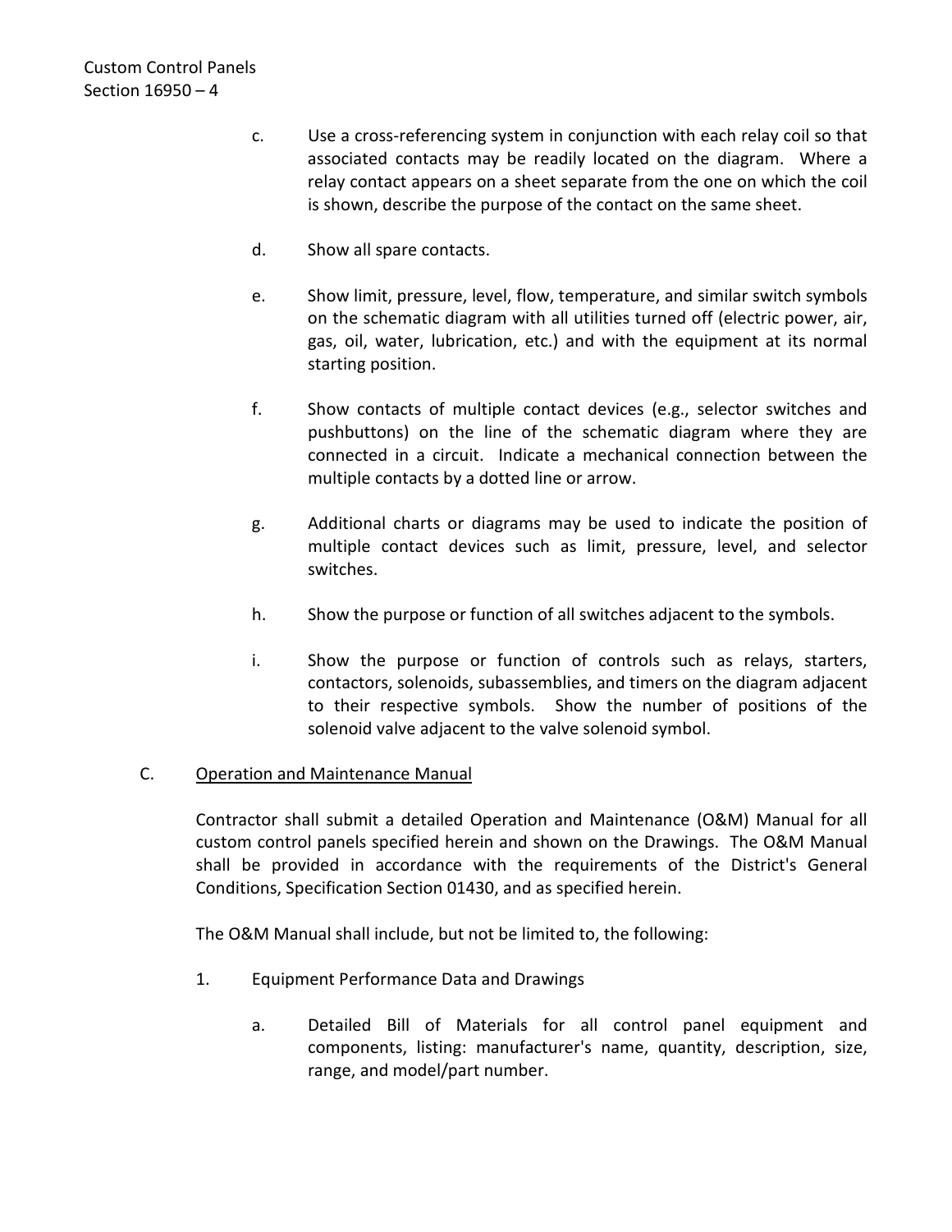c. Use a cross-referencing system in conjunction with each relay coil so that associated contacts may be readily located on the diagram. Where a relay contact appears on a sheet separate from the one on which the coil is shown, describe the purpose of the contact on the same sheet.

d. Show all spare contacts.

e. Show limit, pressure, level, flow, temperature, and similar switch symbols on the schematic diagram with all utilities turned off (electric power, air, gas, oil, water, lubrication, etc.) and with the equipment at its normal starting position.

f. Show contacts of multiple contact devices (e.g., selector switches and pushbuttons) on the line of the schematic diagram where they are connected in a circuit. Indicate a mechanical connection between the multiple contacts by a dotted line or arrow.

g. Additional charts or diagrams may be used to indicate the position of multiple contact devices such as limit, pressure, level, and selector switches.

h. Show the purpose or function of all switches adjacent to the symbols.

i. Show the purpose or function of controls such as relays, starters, contactors, solenoids, subassemblies, and timers on the diagram adjacent to their respective symbols. Show the number of positions of the solenoid valve adjacent to the valve solenoid symbol.

C. <u>Operation and Maintenance Manual</u>

Contractor shall submit a detailed Operation and Maintenance (O&M) Manual for all custom control panels specified herein and shown on the Drawings. The O&M Manual shall be provided in accordance with the requirements of the District's General Conditions, Specification Section 01430, and as specified herein.

The O&M Manual shall include, but not be limited to, the following:

1. Equipment Performance Data and Drawings

   a. Detailed Bill of Materials for all control panel equipment and components, listing: manufacturer's name, quantity, description, size, range, and model/part number.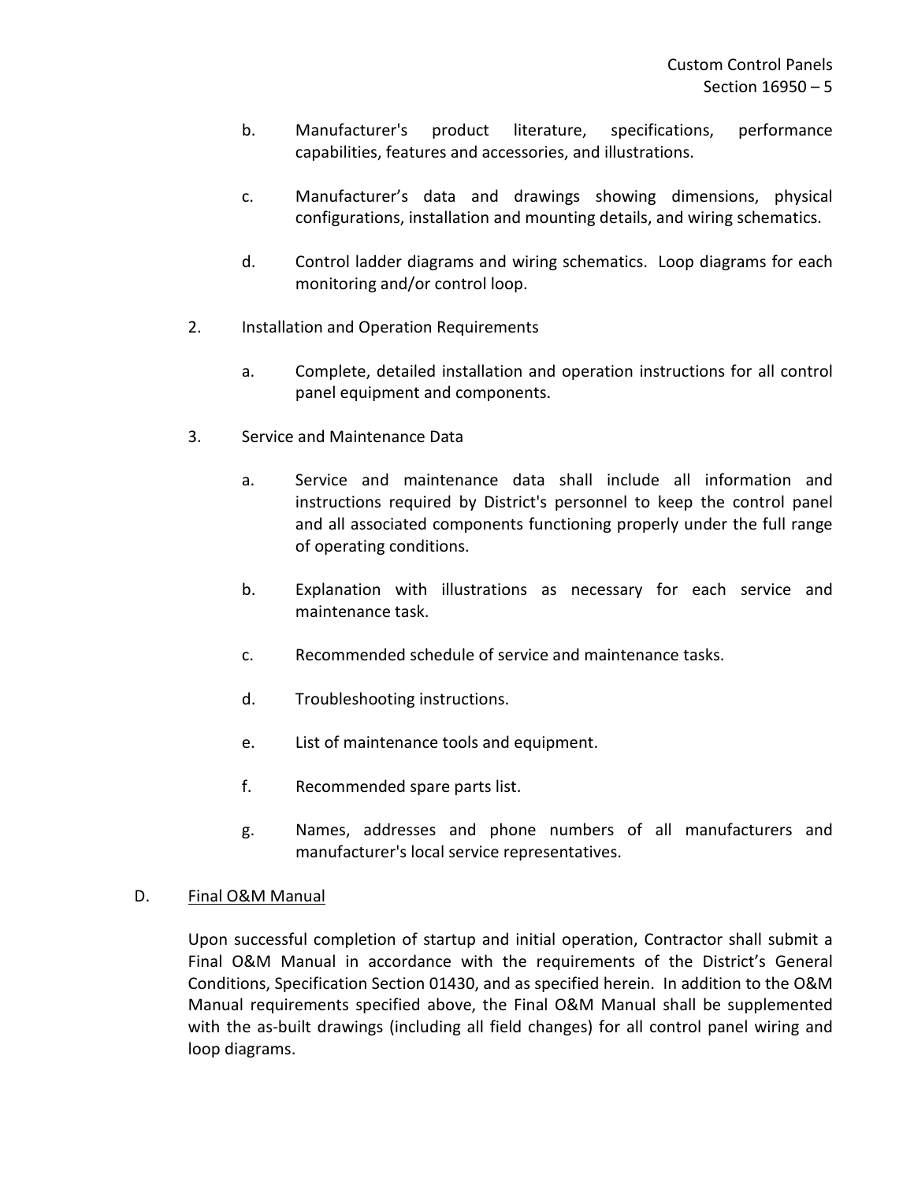b. Manufacturer's product literature, specifications, performance capabilities, features and accessories, and illustrations.

c. Manufacturer's data and drawings showing dimensions, physical configurations, installation and mounting details, and wiring schematics.

d. Control ladder diagrams and wiring schematics. Loop diagrams for each monitoring and/or control loop.

2. Installation and Operation Requirements

   a. Complete, detailed installation and operation instructions for all control panel equipment and components.

3. Service and Maintenance Data

   a. Service and maintenance data shall include all information and instructions required by District's personnel to keep the control panel and all associated components functioning properly under the full range of operating conditions.

   b. Explanation with illustrations as necessary for each service and maintenance task.

   c. Recommended schedule of service and maintenance tasks.

   d. Troubleshooting instructions.

   e. List of maintenance tools and equipment.

   f. Recommended spare parts list.

   g. Names, addresses and phone numbers of all manufacturers and manufacturer's local service representatives.

D. <u>Final O&M Manual</u>

Upon successful completion of startup and initial operation, Contractor shall submit a Final O&M Manual in accordance with the requirements of the District's General Conditions, Specification Section 01430, and as specified herein. In addition to the O&M Manual requirements specified above, the Final O&M Manual shall be supplemented with the as-built drawings (including all field changes) for all control panel wiring and loop diagrams.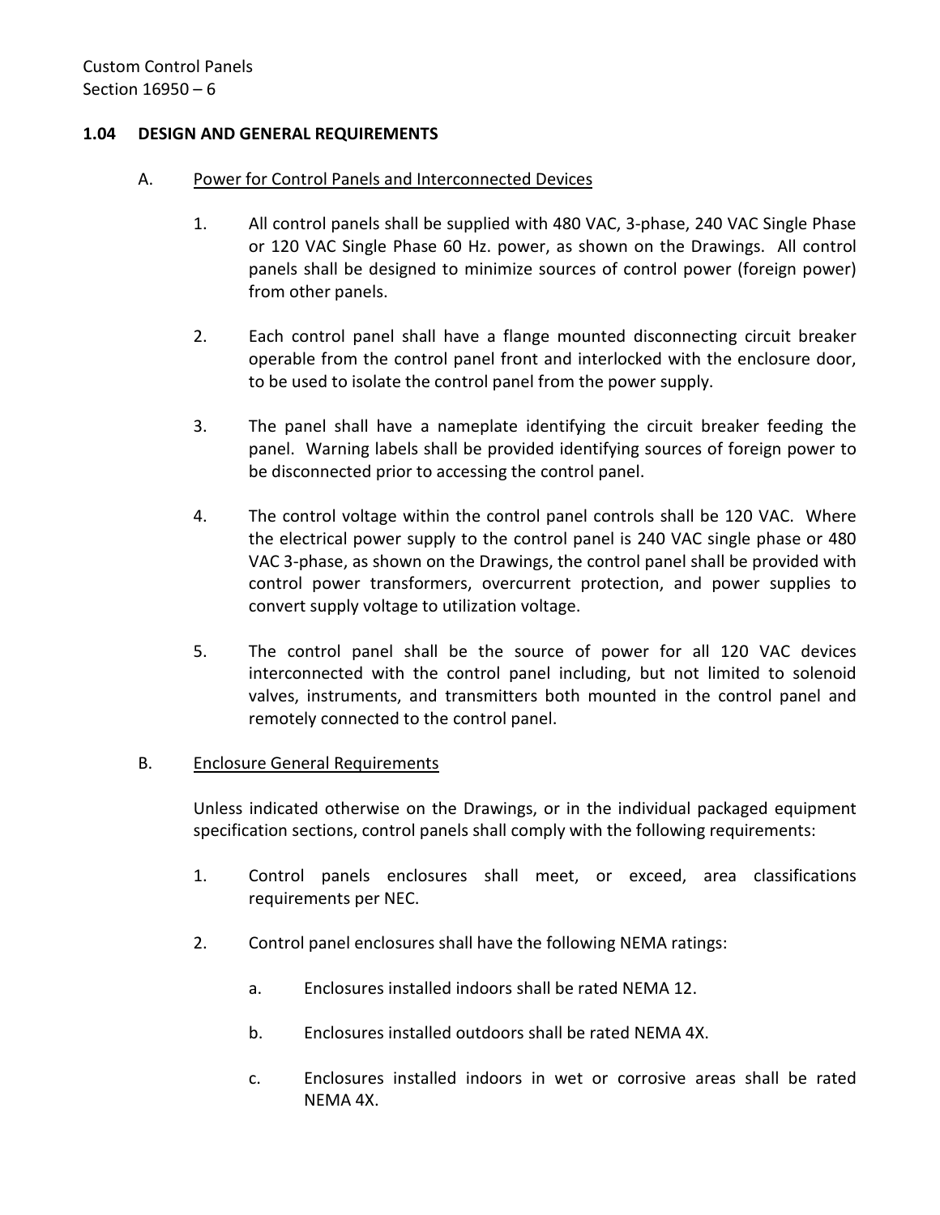### 1.04 DESIGN AND GENERAL REQUIREMENTS

A. Power for Control Panels and Interconnected Devices

1. All control panels shall be supplied with 480 VAC, 3-phase, 240 VAC Single Phase or 120 VAC Single Phase 60 Hz. power, as shown on the Drawings. All control panels shall be designed to minimize sources of control power (foreign power) from other panels.

2. Each control panel shall have a flange mounted disconnecting circuit breaker operable from the control panel front and interlocked with the enclosure door, to be used to isolate the control panel from the power supply.

3. The panel shall have a nameplate identifying the circuit breaker feeding the panel. Warning labels shall be provided identifying sources of foreign power to be disconnected prior to accessing the control panel.

4. The control voltage within the control panel controls shall be 120 VAC. Where the electrical power supply to the control panel is 240 VAC single phase or 480 VAC 3-phase, as shown on the Drawings, the control panel shall be provided with control power transformers, overcurrent protection, and power supplies to convert supply voltage to utilization voltage.

5. The control panel shall be the source of power for all 120 VAC devices interconnected with the control panel including, but not limited to solenoid valves, instruments, and transmitters both mounted in the control panel and remotely connected to the control panel.

B. Enclosure General Requirements

Unless indicated otherwise on the Drawings, or in the individual packaged equipment specification sections, control panels shall comply with the following requirements:

1. Control panels enclosures shall meet, or exceed, area classifications requirements per NEC.

2. Control panel enclosures shall have the following NEMA ratings:

   a. Enclosures installed indoors shall be rated NEMA 12.

   b. Enclosures installed outdoors shall be rated NEMA 4X.

   c. Enclosures installed indoors in wet or corrosive areas shall be rated NEMA 4X.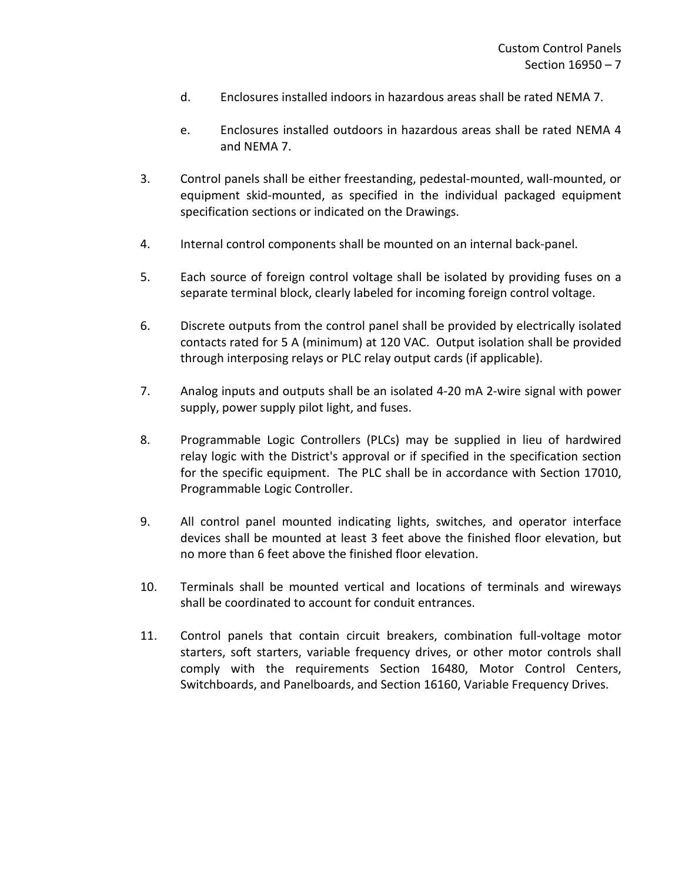d. Enclosures installed indoors in hazardous areas shall be rated NEMA 7.

e. Enclosures installed outdoors in hazardous areas shall be rated NEMA 4 and NEMA 7.

3. Control panels shall be either freestanding, pedestal-mounted, wall-mounted, or equipment skid-mounted, as specified in the individual packaged equipment specification sections or indicated on the Drawings.

4. Internal control components shall be mounted on an internal back-panel.

5. Each source of foreign control voltage shall be isolated by providing fuses on a separate terminal block, clearly labeled for incoming foreign control voltage.

6. Discrete outputs from the control panel shall be provided by electrically isolated contacts rated for 5 A (minimum) at 120 VAC. Output isolation shall be provided through interposing relays or PLC relay output cards (if applicable).

7. Analog inputs and outputs shall be an isolated 4-20 mA 2-wire signal with power supply, power supply pilot light, and fuses.

8. Programmable Logic Controllers (PLCs) may be supplied in lieu of hardwired relay logic with the District's approval or if specified in the specification section for the specific equipment. The PLC shall be in accordance with Section 17010, Programmable Logic Controller.

9. All control panel mounted indicating lights, switches, and operator interface devices shall be mounted at least 3 feet above the finished floor elevation, but no more than 6 feet above the finished floor elevation.

10. Terminals shall be mounted vertical and locations of terminals and wireways shall be coordinated to account for conduit entrances.

11. Control panels that contain circuit breakers, combination full-voltage motor starters, soft starters, variable frequency drives, or other motor controls shall comply with the requirements Section 16480, Motor Control Centers, Switchboards, and Panelboards, and Section 16160, Variable Frequency Drives.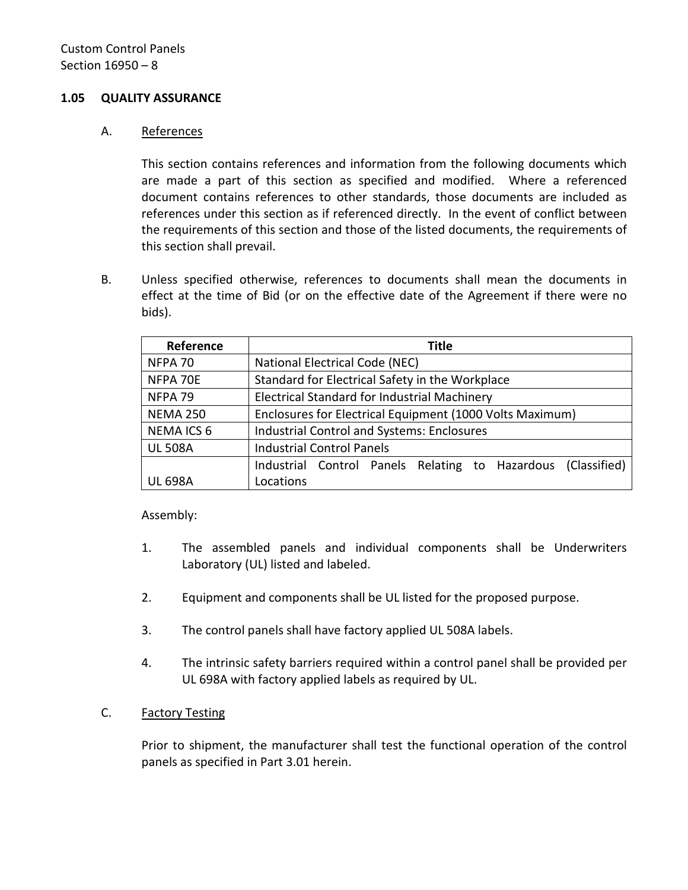### 1.05 QUALITY ASSURANCE

A. References

This section contains references and information from the following documents which are made a part of this section as specified and modified. Where a referenced document contains references to other standards, those documents are included as references under this section as if referenced directly. In the event of conflict between the requirements of this section and those of the listed documents, the requirements of this section shall prevail.

B. Unless specified otherwise, references to documents shall mean the documents in effect at the time of Bid (or on the effective date of the Agreement if there were no bids).

| Reference | Title |
|---|---|
| NFPA 70 | National Electrical Code (NEC) |
| NFPA 70E | Standard for Electrical Safety in the Workplace |
| NFPA 79 | Electrical Standard for Industrial Machinery |
| NEMA 250 | Enclosures for Electrical Equipment (1000 Volts Maximum) |
| NEMA ICS 6 | Industrial Control and Systems: Enclosures |
| UL 508A | Industrial Control Panels |
| UL 698A | Industrial Control Panels Relating to Hazardous (Classified) Locations |

Assembly:

1. The assembled panels and individual components shall be Underwriters Laboratory (UL) listed and labeled.

2. Equipment and components shall be UL listed for the proposed purpose.

3. The control panels shall have factory applied UL 508A labels.

4. The intrinsic safety barriers required within a control panel shall be provided per UL 698A with factory applied labels as required by UL.

C. Factory Testing

Prior to shipment, the manufacturer shall test the functional operation of the control panels as specified in Part 3.01 herein.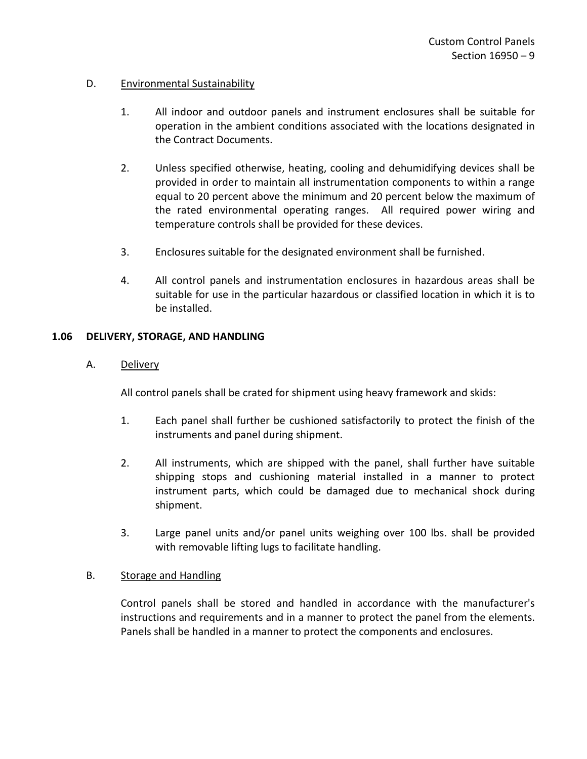D. Environmental Sustainability

1. All indoor and outdoor panels and instrument enclosures shall be suitable for operation in the ambient conditions associated with the locations designated in the Contract Documents.

2. Unless specified otherwise, heating, cooling and dehumidifying devices shall be provided in order to maintain all instrumentation components to within a range equal to 20 percent above the minimum and 20 percent below the maximum of the rated environmental operating ranges. All required power wiring and temperature controls shall be provided for these devices.

3. Enclosures suitable for the designated environment shall be furnished.

4. All control panels and instrumentation enclosures in hazardous areas shall be suitable for use in the particular hazardous or classified location in which it is to be installed.

### 1.06 DELIVERY, STORAGE, AND HANDLING

A. Delivery

All control panels shall be crated for shipment using heavy framework and skids:

1. Each panel shall further be cushioned satisfactorily to protect the finish of the instruments and panel during shipment.

2. All instruments, which are shipped with the panel, shall further have suitable shipping stops and cushioning material installed in a manner to protect instrument parts, which could be damaged due to mechanical shock during shipment.

3. Large panel units and/or panel units weighing over 100 lbs. shall be provided with removable lifting lugs to facilitate handling.

B. Storage and Handling

Control panels shall be stored and handled in accordance with the manufacturer's instructions and requirements and in a manner to protect the panel from the elements. Panels shall be handled in a manner to protect the components and enclosures.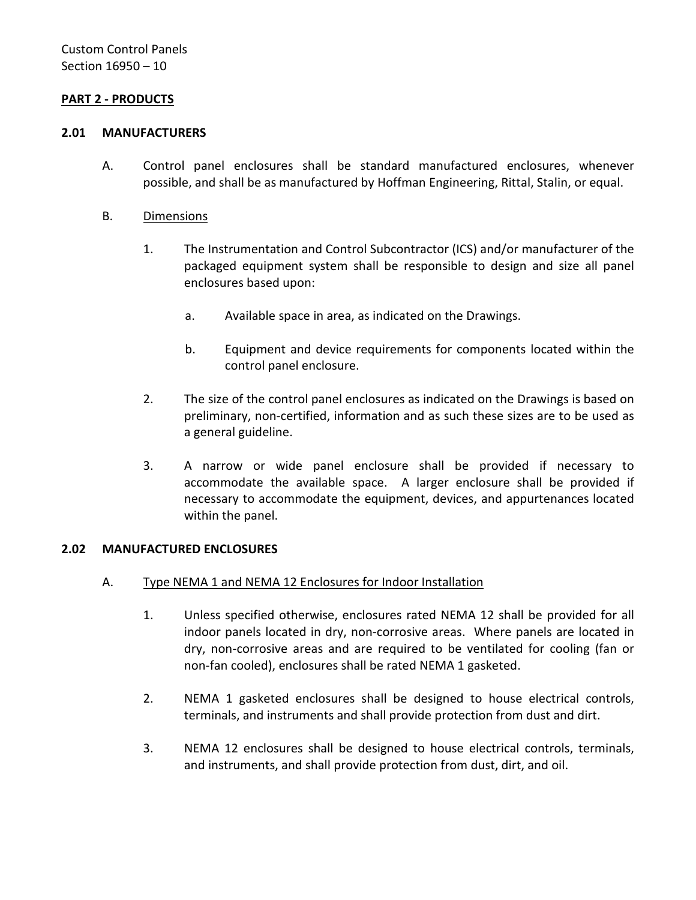## PART 2 - PRODUCTS

### 2.01 MANUFACTURERS

A. Control panel enclosures shall be standard manufactured enclosures, whenever possible, and shall be as manufactured by Hoffman Engineering, Rittal, Stalin, or equal.

B. Dimensions

1. The Instrumentation and Control Subcontractor (ICS) and/or manufacturer of the packaged equipment system shall be responsible to design and size all panel enclosures based upon:

   a. Available space in area, as indicated on the Drawings.

   b. Equipment and device requirements for components located within the control panel enclosure.

2. The size of the control panel enclosures as indicated on the Drawings is based on preliminary, non-certified, information and as such these sizes are to be used as a general guideline.

3. A narrow or wide panel enclosure shall be provided if necessary to accommodate the available space. A larger enclosure shall be provided if necessary to accommodate the equipment, devices, and appurtenances located within the panel.

### 2.02 MANUFACTURED ENCLOSURES

A. Type NEMA 1 and NEMA 12 Enclosures for Indoor Installation

1. Unless specified otherwise, enclosures rated NEMA 12 shall be provided for all indoor panels located in dry, non-corrosive areas. Where panels are located in dry, non-corrosive areas and are required to be ventilated for cooling (fan or non-fan cooled), enclosures shall be rated NEMA 1 gasketed.

2. NEMA 1 gasketed enclosures shall be designed to house electrical controls, terminals, and instruments and shall provide protection from dust and dirt.

3. NEMA 12 enclosures shall be designed to house electrical controls, terminals, and instruments, and shall provide protection from dust, dirt, and oil.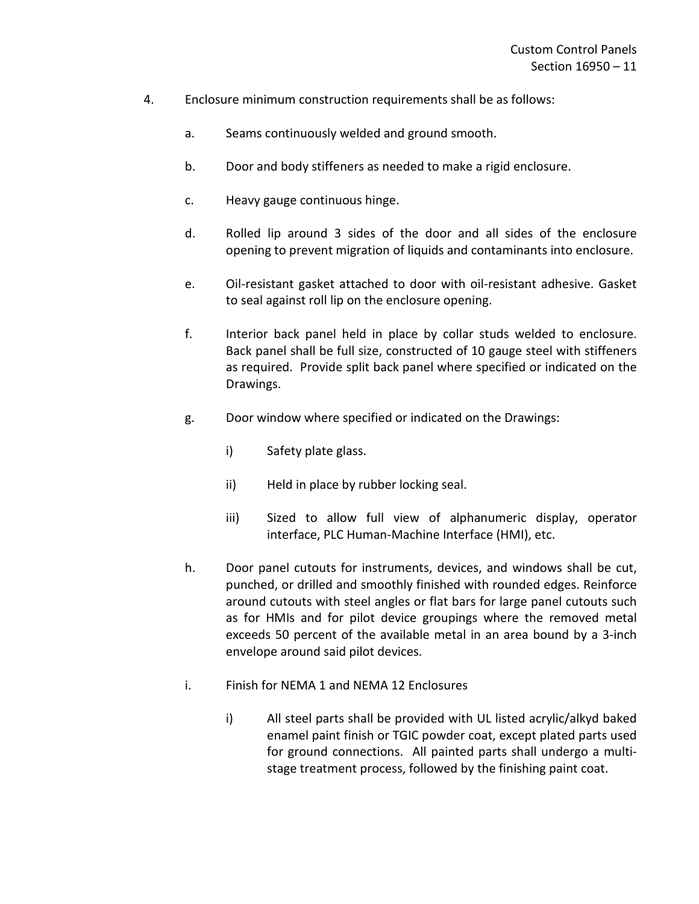4. Enclosure minimum construction requirements shall be as follows:

   a. Seams continuously welded and ground smooth.

   b. Door and body stiffeners as needed to make a rigid enclosure.

   c. Heavy gauge continuous hinge.

   d. Rolled lip around 3 sides of the door and all sides of the enclosure opening to prevent migration of liquids and contaminants into enclosure.

   e. Oil-resistant gasket attached to door with oil-resistant adhesive. Gasket to seal against roll lip on the enclosure opening.

   f. Interior back panel held in place by collar studs welded to enclosure. Back panel shall be full size, constructed of 10 gauge steel with stiffeners as required. Provide split back panel where specified or indicated on the Drawings.

   g. Door window where specified or indicated on the Drawings:

      i) Safety plate glass.

      ii) Held in place by rubber locking seal.

      iii) Sized to allow full view of alphanumeric display, operator interface, PLC Human-Machine Interface (HMI), etc.

   h. Door panel cutouts for instruments, devices, and windows shall be cut, punched, or drilled and smoothly finished with rounded edges. Reinforce around cutouts with steel angles or flat bars for large panel cutouts such as for HMIs and for pilot device groupings where the removed metal exceeds 50 percent of the available metal in an area bound by a 3-inch envelope around said pilot devices.

   i. Finish for NEMA 1 and NEMA 12 Enclosures

      i) All steel parts shall be provided with UL listed acrylic/alkyd baked enamel paint finish or TGIC powder coat, except plated parts used for ground connections. All painted parts shall undergo a multi-stage treatment process, followed by the finishing paint coat.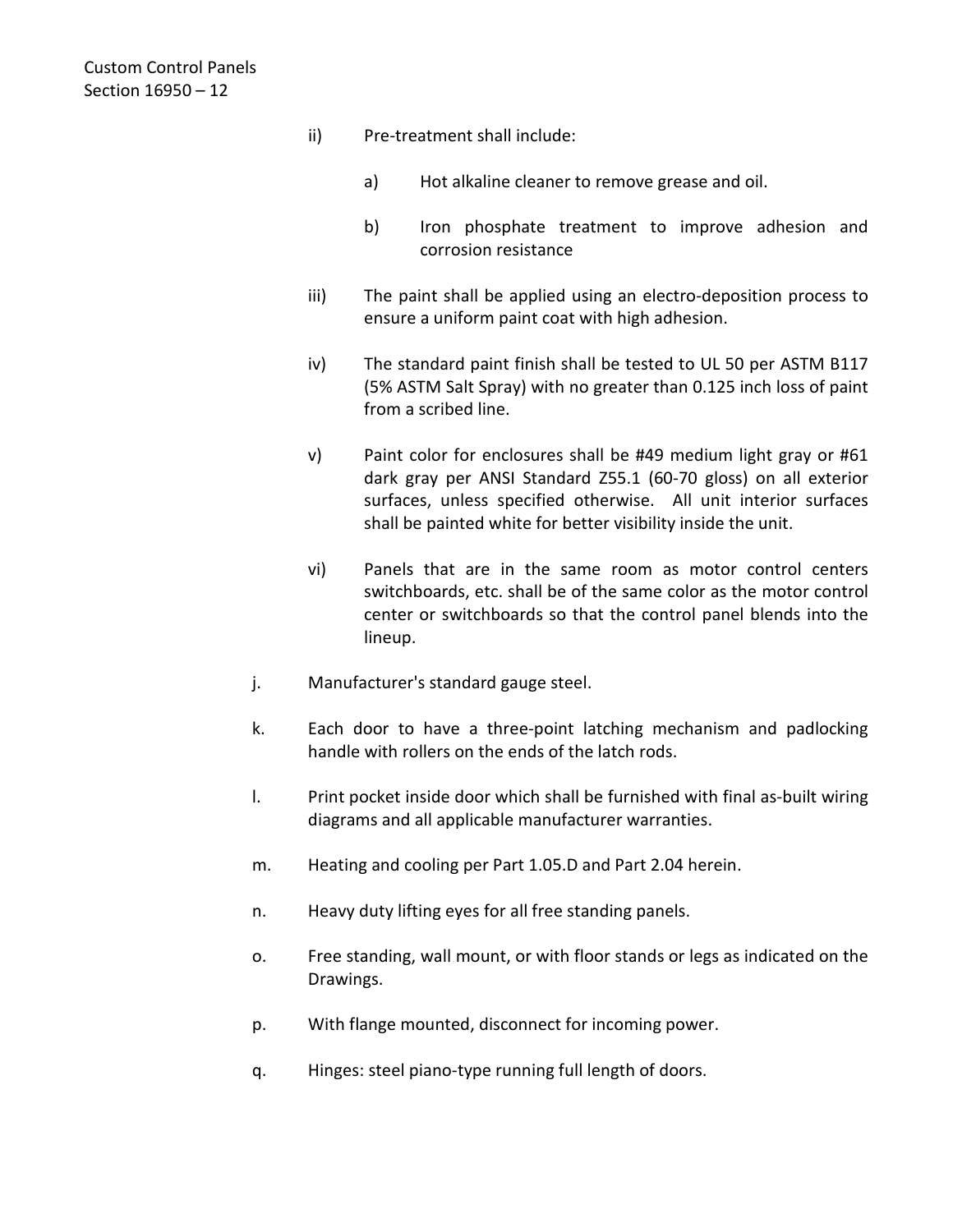ii) Pre-treatment shall include:

a) Hot alkaline cleaner to remove grease and oil.

b) Iron phosphate treatment to improve adhesion and corrosion resistance

iii) The paint shall be applied using an electro-deposition process to ensure a uniform paint coat with high adhesion.

iv) The standard paint finish shall be tested to UL 50 per ASTM B117 (5% ASTM Salt Spray) with no greater than 0.125 inch loss of paint from a scribed line.

v) Paint color for enclosures shall be #49 medium light gray or #61 dark gray per ANSI Standard Z55.1 (60-70 gloss) on all exterior surfaces, unless specified otherwise. All unit interior surfaces shall be painted white for better visibility inside the unit.

vi) Panels that are in the same room as motor control centers switchboards, etc. shall be of the same color as the motor control center or switchboards so that the control panel blends into the lineup.

j. Manufacturer's standard gauge steel.

k. Each door to have a three-point latching mechanism and padlocking handle with rollers on the ends of the latch rods.

l. Print pocket inside door which shall be furnished with final as-built wiring diagrams and all applicable manufacturer warranties.

m. Heating and cooling per Part 1.05.D and Part 2.04 herein.

n. Heavy duty lifting eyes for all free standing panels.

o. Free standing, wall mount, or with floor stands or legs as indicated on the Drawings.

p. With flange mounted, disconnect for incoming power.

q. Hinges: steel piano-type running full length of doors.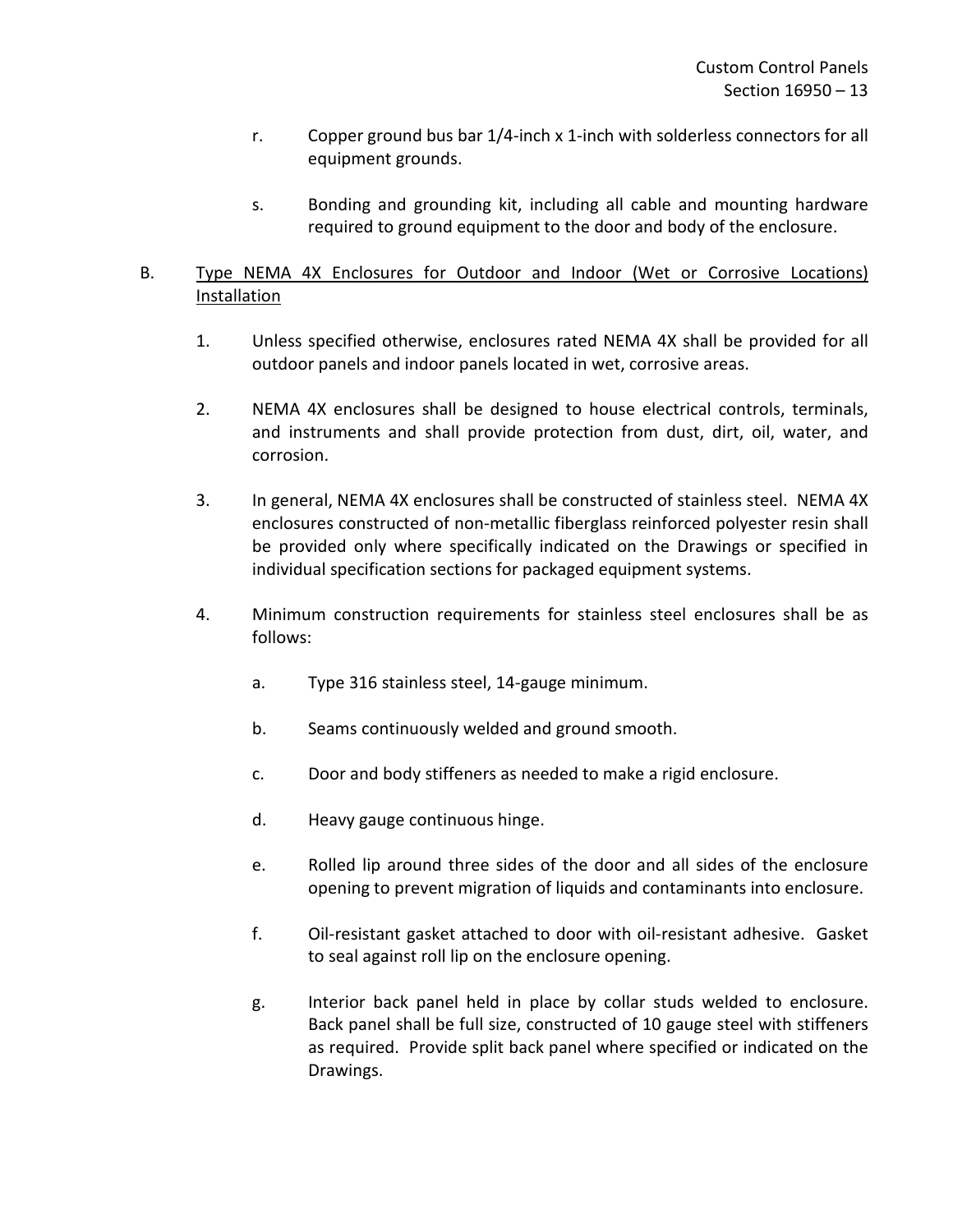r. Copper ground bus bar 1/4-inch x 1-inch with solderless connectors for all equipment grounds.

s. Bonding and grounding kit, including all cable and mounting hardware required to ground equipment to the door and body of the enclosure.

B. <u>Type NEMA 4X Enclosures for Outdoor and Indoor (Wet or Corrosive Locations) Installation</u>

1. Unless specified otherwise, enclosures rated NEMA 4X shall be provided for all outdoor panels and indoor panels located in wet, corrosive areas.

2. NEMA 4X enclosures shall be designed to house electrical controls, terminals, and instruments and shall provide protection from dust, dirt, oil, water, and corrosion.

3. In general, NEMA 4X enclosures shall be constructed of stainless steel. NEMA 4X enclosures constructed of non-metallic fiberglass reinforced polyester resin shall be provided only where specifically indicated on the Drawings or specified in individual specification sections for packaged equipment systems.

4. Minimum construction requirements for stainless steel enclosures shall be as follows:

   a. Type 316 stainless steel, 14-gauge minimum.

   b. Seams continuously welded and ground smooth.

   c. Door and body stiffeners as needed to make a rigid enclosure.

   d. Heavy gauge continuous hinge.

   e. Rolled lip around three sides of the door and all sides of the enclosure opening to prevent migration of liquids and contaminants into enclosure.

   f. Oil-resistant gasket attached to door with oil-resistant adhesive. Gasket to seal against roll lip on the enclosure opening.

   g. Interior back panel held in place by collar studs welded to enclosure. Back panel shall be full size, constructed of 10 gauge steel with stiffeners as required. Provide split back panel where specified or indicated on the Drawings.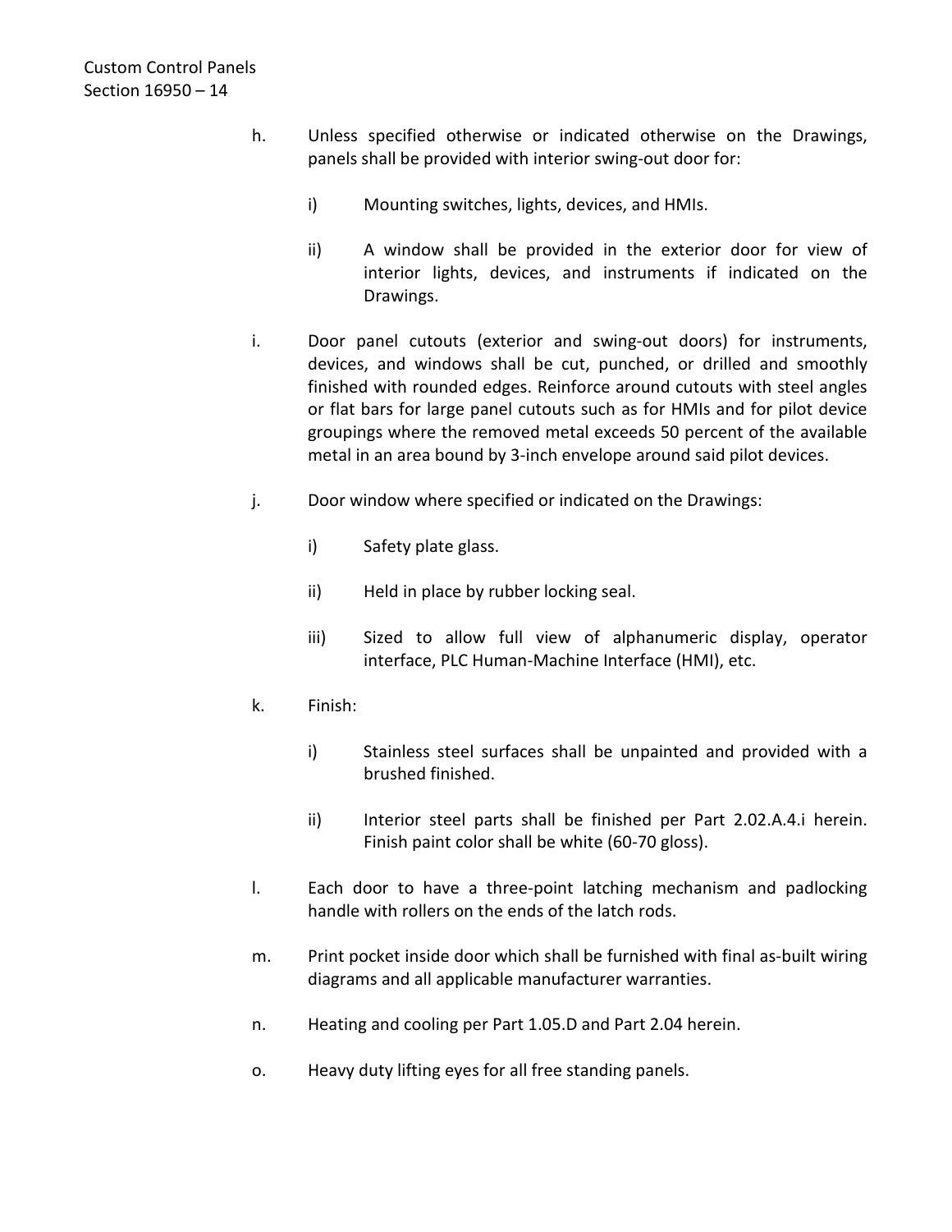h. Unless specified otherwise or indicated otherwise on the Drawings, panels shall be provided with interior swing-out door for:

    i) Mounting switches, lights, devices, and HMIs.

    ii) A window shall be provided in the exterior door for view of interior lights, devices, and instruments if indicated on the Drawings.

i. Door panel cutouts (exterior and swing-out doors) for instruments, devices, and windows shall be cut, punched, or drilled and smoothly finished with rounded edges. Reinforce around cutouts with steel angles or flat bars for large panel cutouts such as for HMIs and for pilot device groupings where the removed metal exceeds 50 percent of the available metal in an area bound by 3-inch envelope around said pilot devices.

j. Door window where specified or indicated on the Drawings:

    i) Safety plate glass.

    ii) Held in place by rubber locking seal.

    iii) Sized to allow full view of alphanumeric display, operator interface, PLC Human-Machine Interface (HMI), etc.

k. Finish:

    i) Stainless steel surfaces shall be unpainted and provided with a brushed finished.

    ii) Interior steel parts shall be finished per Part 2.02.A.4.i herein. Finish paint color shall be white (60-70 gloss).

l. Each door to have a three-point latching mechanism and padlocking handle with rollers on the ends of the latch rods.

m. Print pocket inside door which shall be furnished with final as-built wiring diagrams and all applicable manufacturer warranties.

n. Heating and cooling per Part 1.05.D and Part 2.04 herein.

o. Heavy duty lifting eyes for all free standing panels.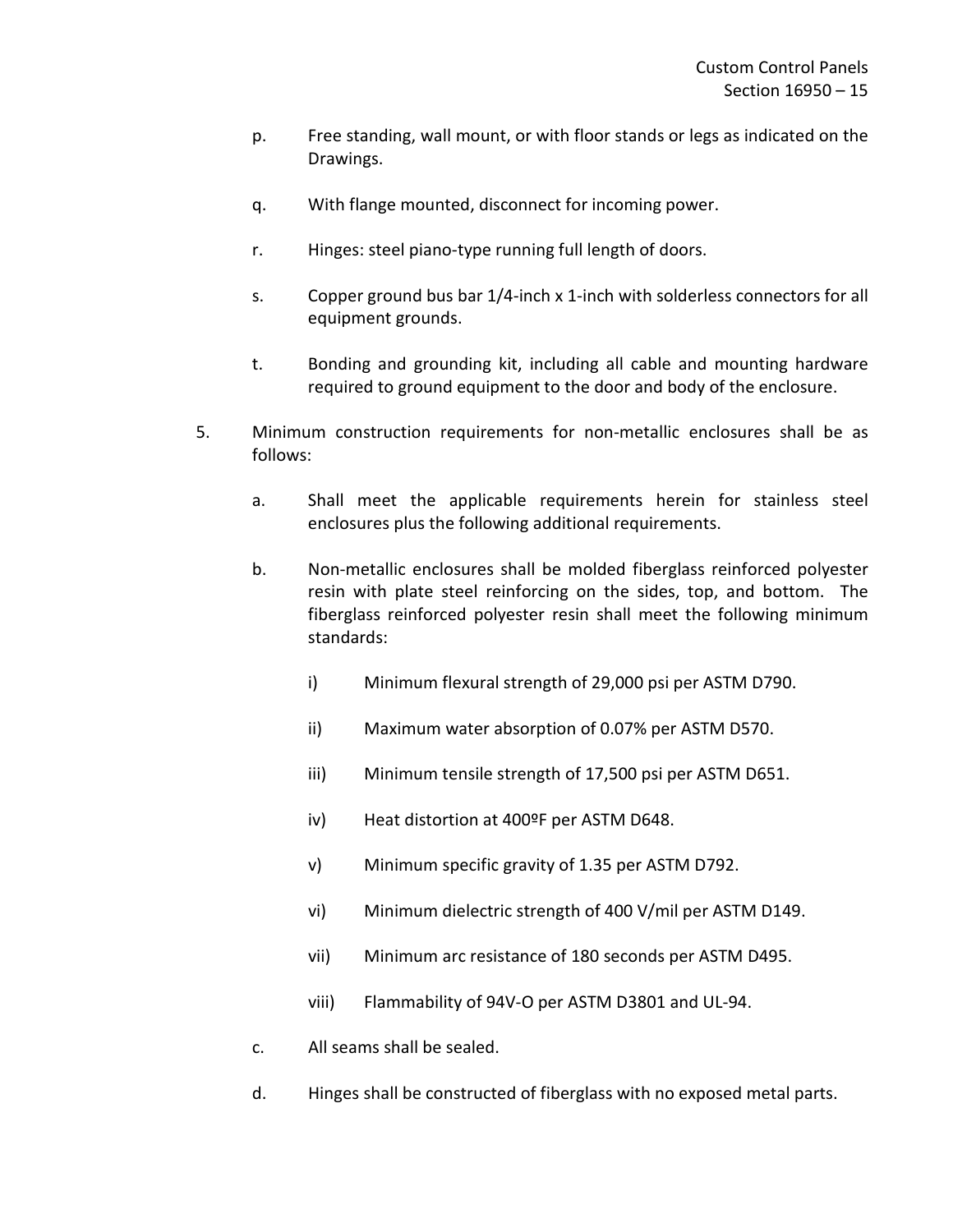p. Free standing, wall mount, or with floor stands or legs as indicated on the Drawings.

q. With flange mounted, disconnect for incoming power.

r. Hinges: steel piano-type running full length of doors.

s. Copper ground bus bar 1/4-inch x 1-inch with solderless connectors for all equipment grounds.

t. Bonding and grounding kit, including all cable and mounting hardware required to ground equipment to the door and body of the enclosure.

5. Minimum construction requirements for non-metallic enclosures shall be as follows:

   a. Shall meet the applicable requirements herein for stainless steel enclosures plus the following additional requirements.

   b. Non-metallic enclosures shall be molded fiberglass reinforced polyester resin with plate steel reinforcing on the sides, top, and bottom. The fiberglass reinforced polyester resin shall meet the following minimum standards:

      i) Minimum flexural strength of 29,000 psi per ASTM D790.

      ii) Maximum water absorption of 0.07% per ASTM D570.

      iii) Minimum tensile strength of 17,500 psi per ASTM D651.

      iv) Heat distortion at 400ºF per ASTM D648.

      v) Minimum specific gravity of 1.35 per ASTM D792.

      vi) Minimum dielectric strength of 400 V/mil per ASTM D149.

      vii) Minimum arc resistance of 180 seconds per ASTM D495.

      viii) Flammability of 94V-O per ASTM D3801 and UL-94.

   c. All seams shall be sealed.

   d. Hinges shall be constructed of fiberglass with no exposed metal parts.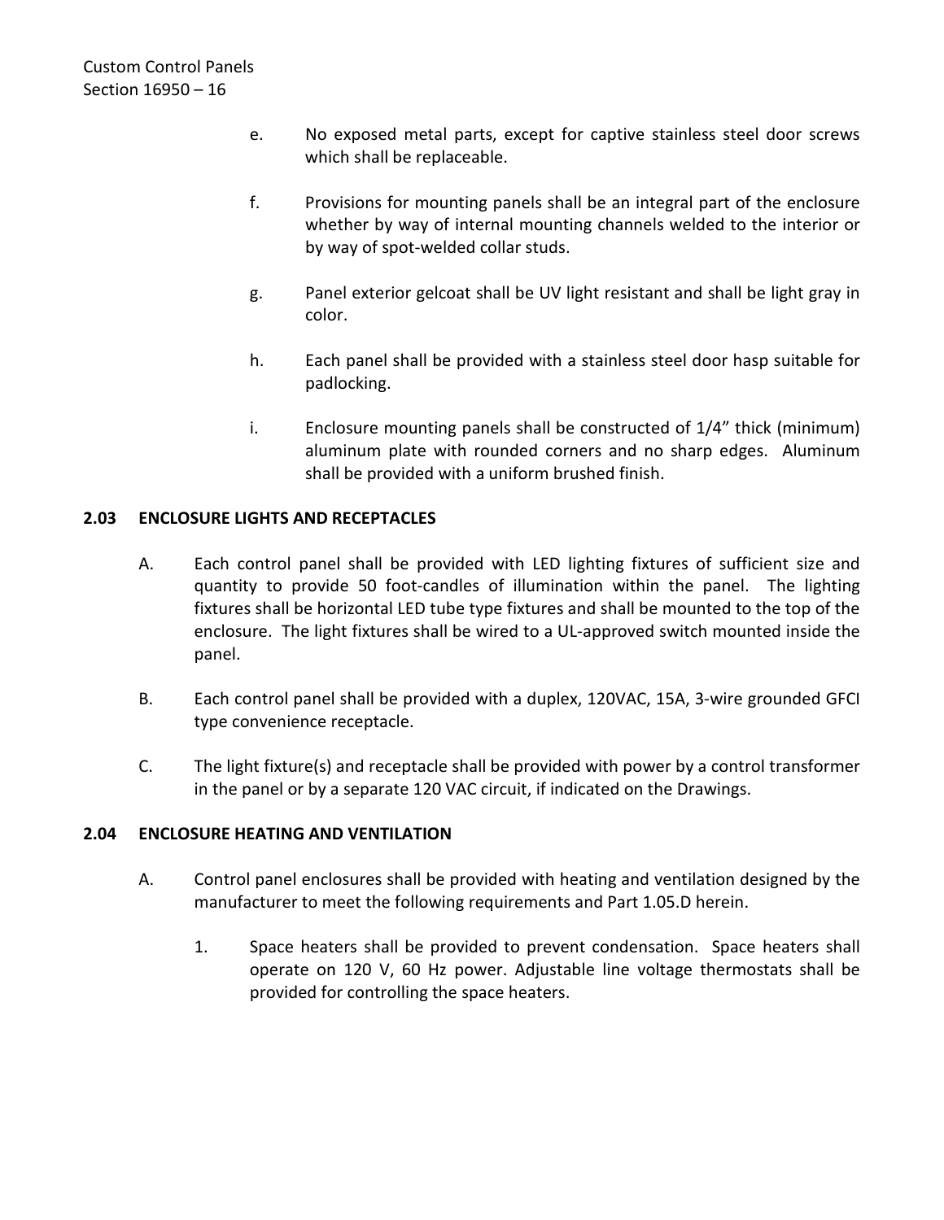e. No exposed metal parts, except for captive stainless steel door screws which shall be replaceable.

f. Provisions for mounting panels shall be an integral part of the enclosure whether by way of internal mounting channels welded to the interior or by way of spot-welded collar studs.

g. Panel exterior gelcoat shall be UV light resistant and shall be light gray in color.

h. Each panel shall be provided with a stainless steel door hasp suitable for padlocking.

i. Enclosure mounting panels shall be constructed of 1/4" thick (minimum) aluminum plate with rounded corners and no sharp edges. Aluminum shall be provided with a uniform brushed finish.

## 2.03 ENCLOSURE LIGHTS AND RECEPTACLES

A. Each control panel shall be provided with LED lighting fixtures of sufficient size and quantity to provide 50 foot-candles of illumination within the panel. The lighting fixtures shall be horizontal LED tube type fixtures and shall be mounted to the top of the enclosure. The light fixtures shall be wired to a UL-approved switch mounted inside the panel.

B. Each control panel shall be provided with a duplex, 120VAC, 15A, 3-wire grounded GFCI type convenience receptacle.

C. The light fixture(s) and receptacle shall be provided with power by a control transformer in the panel or by a separate 120 VAC circuit, if indicated on the Drawings.

## 2.04 ENCLOSURE HEATING AND VENTILATION

A. Control panel enclosures shall be provided with heating and ventilation designed by the manufacturer to meet the following requirements and Part 1.05.D herein.

1. Space heaters shall be provided to prevent condensation. Space heaters shall operate on 120 V, 60 Hz power. Adjustable line voltage thermostats shall be provided for controlling the space heaters.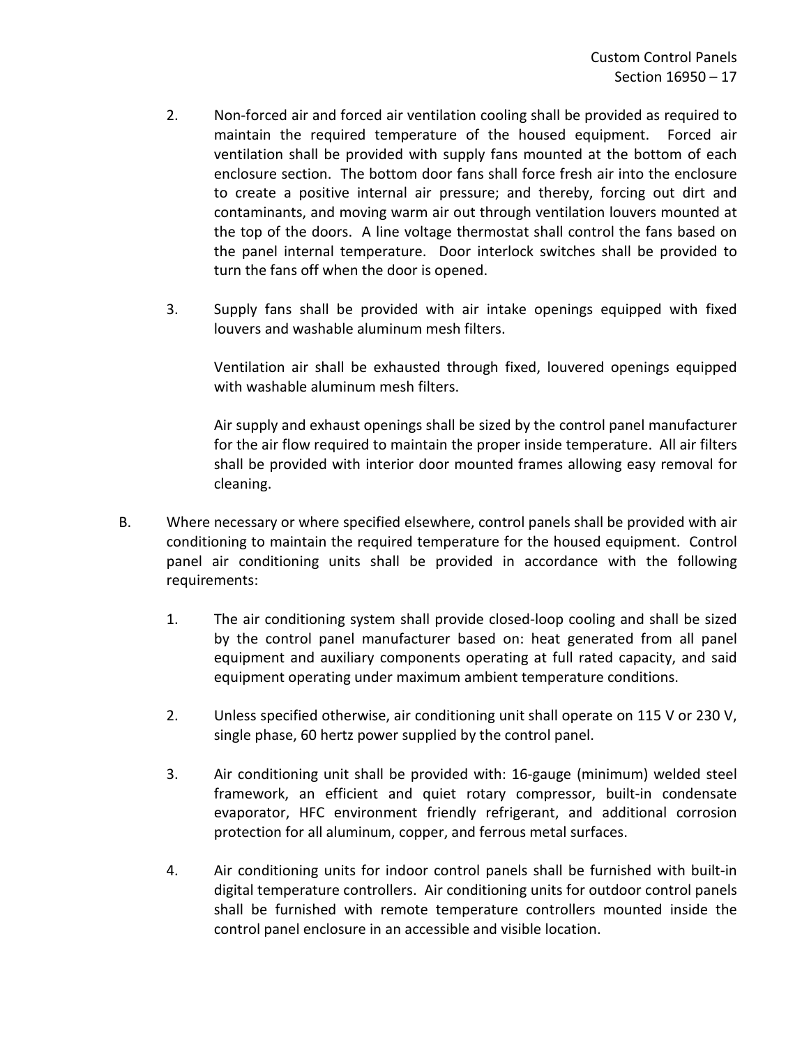2. Non-forced air and forced air ventilation cooling shall be provided as required to maintain the required temperature of the housed equipment. Forced air ventilation shall be provided with supply fans mounted at the bottom of each enclosure section. The bottom door fans shall force fresh air into the enclosure to create a positive internal air pressure; and thereby, forcing out dirt and contaminants, and moving warm air out through ventilation louvers mounted at the top of the doors. A line voltage thermostat shall control the fans based on the panel internal temperature. Door interlock switches shall be provided to turn the fans off when the door is opened.

3. Supply fans shall be provided with air intake openings equipped with fixed louvers and washable aluminum mesh filters.

   Ventilation air shall be exhausted through fixed, louvered openings equipped with washable aluminum mesh filters.

   Air supply and exhaust openings shall be sized by the control panel manufacturer for the air flow required to maintain the proper inside temperature. All air filters shall be provided with interior door mounted frames allowing easy removal for cleaning.

B. Where necessary or where specified elsewhere, control panels shall be provided with air conditioning to maintain the required temperature for the housed equipment. Control panel air conditioning units shall be provided in accordance with the following requirements:

   1. The air conditioning system shall provide closed-loop cooling and shall be sized by the control panel manufacturer based on: heat generated from all panel equipment and auxiliary components operating at full rated capacity, and said equipment operating under maximum ambient temperature conditions.

   2. Unless specified otherwise, air conditioning unit shall operate on 115 V or 230 V, single phase, 60 hertz power supplied by the control panel.

   3. Air conditioning unit shall be provided with: 16-gauge (minimum) welded steel framework, an efficient and quiet rotary compressor, built-in condensate evaporator, HFC environment friendly refrigerant, and additional corrosion protection for all aluminum, copper, and ferrous metal surfaces.

   4. Air conditioning units for indoor control panels shall be furnished with built-in digital temperature controllers. Air conditioning units for outdoor control panels shall be furnished with remote temperature controllers mounted inside the control panel enclosure in an accessible and visible location.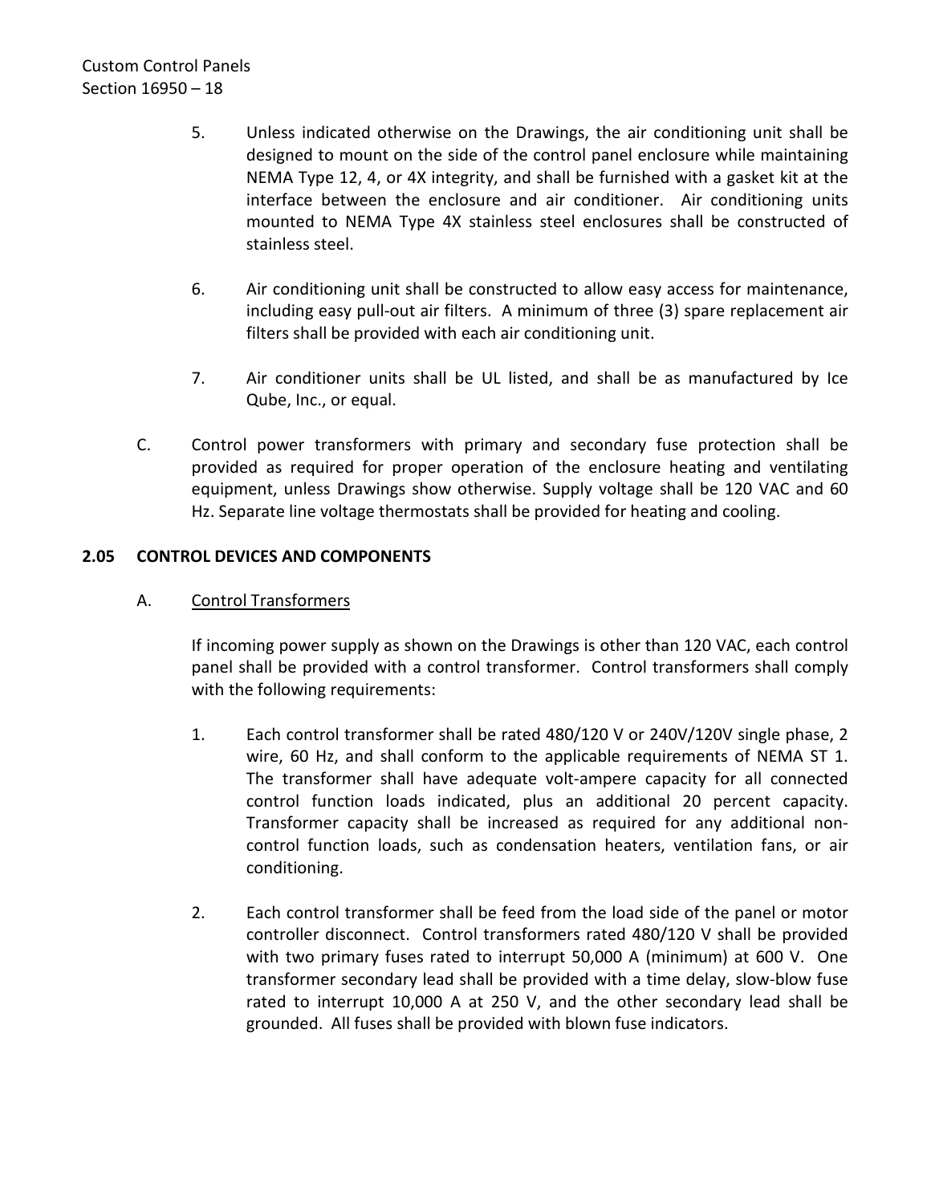5. Unless indicated otherwise on the Drawings, the air conditioning unit shall be designed to mount on the side of the control panel enclosure while maintaining NEMA Type 12, 4, or 4X integrity, and shall be furnished with a gasket kit at the interface between the enclosure and air conditioner. Air conditioning units mounted to NEMA Type 4X stainless steel enclosures shall be constructed of stainless steel.

6. Air conditioning unit shall be constructed to allow easy access for maintenance, including easy pull-out air filters. A minimum of three (3) spare replacement air filters shall be provided with each air conditioning unit.

7. Air conditioner units shall be UL listed, and shall be as manufactured by Ice Qube, Inc., or equal.

C. Control power transformers with primary and secondary fuse protection shall be provided as required for proper operation of the enclosure heating and ventilating equipment, unless Drawings show otherwise. Supply voltage shall be 120 VAC and 60 Hz. Separate line voltage thermostats shall be provided for heating and cooling.

## 2.05 CONTROL DEVICES AND COMPONENTS

A. Control Transformers

If incoming power supply as shown on the Drawings is other than 120 VAC, each control panel shall be provided with a control transformer. Control transformers shall comply with the following requirements:

1. Each control transformer shall be rated 480/120 V or 240V/120V single phase, 2 wire, 60 Hz, and shall conform to the applicable requirements of NEMA ST 1. The transformer shall have adequate volt-ampere capacity for all connected control function loads indicated, plus an additional 20 percent capacity. Transformer capacity shall be increased as required for any additional non-control function loads, such as condensation heaters, ventilation fans, or air conditioning.

2. Each control transformer shall be feed from the load side of the panel or motor controller disconnect. Control transformers rated 480/120 V shall be provided with two primary fuses rated to interrupt 50,000 A (minimum) at 600 V. One transformer secondary lead shall be provided with a time delay, slow-blow fuse rated to interrupt 10,000 A at 250 V, and the other secondary lead shall be grounded. All fuses shall be provided with blown fuse indicators.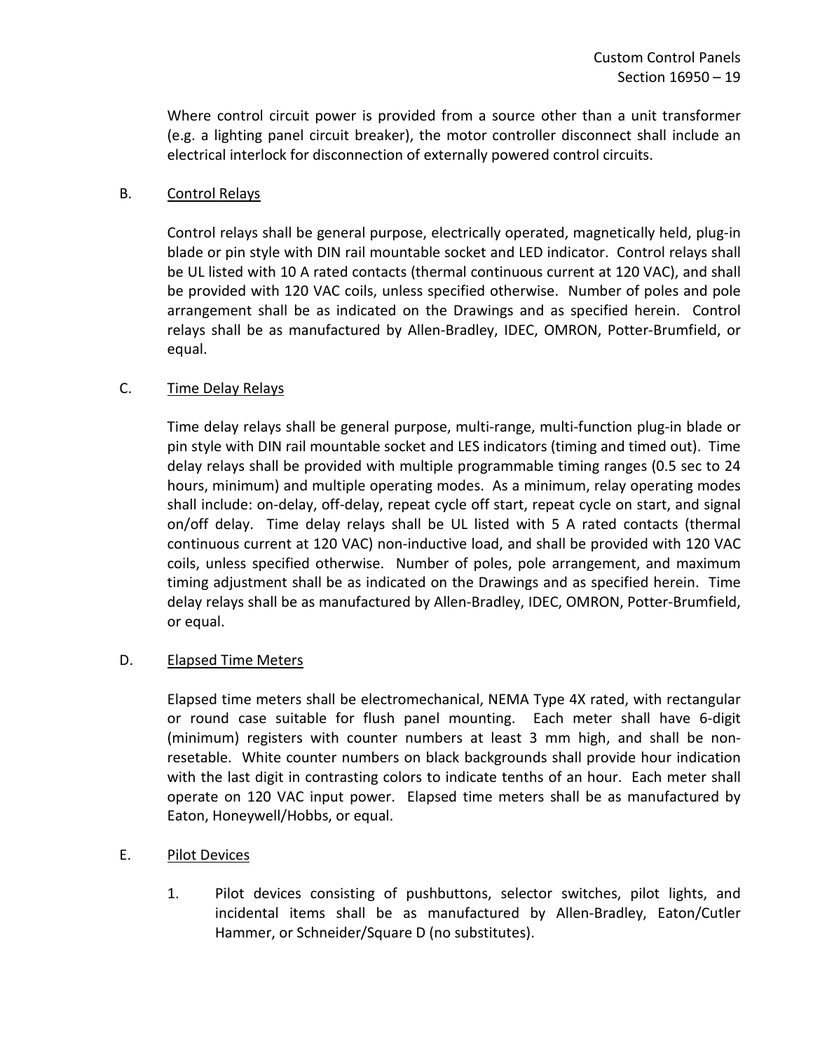Where control circuit power is provided from a source other than a unit transformer (e.g. a lighting panel circuit breaker), the motor controller disconnect shall include an electrical interlock for disconnection of externally powered control circuits.

B. Control Relays

Control relays shall be general purpose, electrically operated, magnetically held, plug-in blade or pin style with DIN rail mountable socket and LED indicator. Control relays shall be UL listed with 10 A rated contacts (thermal continuous current at 120 VAC), and shall be provided with 120 VAC coils, unless specified otherwise. Number of poles and pole arrangement shall be as indicated on the Drawings and as specified herein. Control relays shall be as manufactured by Allen-Bradley, IDEC, OMRON, Potter-Brumfield, or equal.

C. Time Delay Relays

Time delay relays shall be general purpose, multi-range, multi-function plug-in blade or pin style with DIN rail mountable socket and LES indicators (timing and timed out). Time delay relays shall be provided with multiple programmable timing ranges (0.5 sec to 24 hours, minimum) and multiple operating modes. As a minimum, relay operating modes shall include: on-delay, off-delay, repeat cycle off start, repeat cycle on start, and signal on/off delay. Time delay relays shall be UL listed with 5 A rated contacts (thermal continuous current at 120 VAC) non-inductive load, and shall be provided with 120 VAC coils, unless specified otherwise. Number of poles, pole arrangement, and maximum timing adjustment shall be as indicated on the Drawings and as specified herein. Time delay relays shall be as manufactured by Allen-Bradley, IDEC, OMRON, Potter-Brumfield, or equal.

D. Elapsed Time Meters

Elapsed time meters shall be electromechanical, NEMA Type 4X rated, with rectangular or round case suitable for flush panel mounting. Each meter shall have 6-digit (minimum) registers with counter numbers at least 3 mm high, and shall be non-resetable. White counter numbers on black backgrounds shall provide hour indication with the last digit in contrasting colors to indicate tenths of an hour. Each meter shall operate on 120 VAC input power. Elapsed time meters shall be as manufactured by Eaton, Honeywell/Hobbs, or equal.

E. Pilot Devices

1. Pilot devices consisting of pushbuttons, selector switches, pilot lights, and incidental items shall be as manufactured by Allen-Bradley, Eaton/Cutler Hammer, or Schneider/Square D (no substitutes).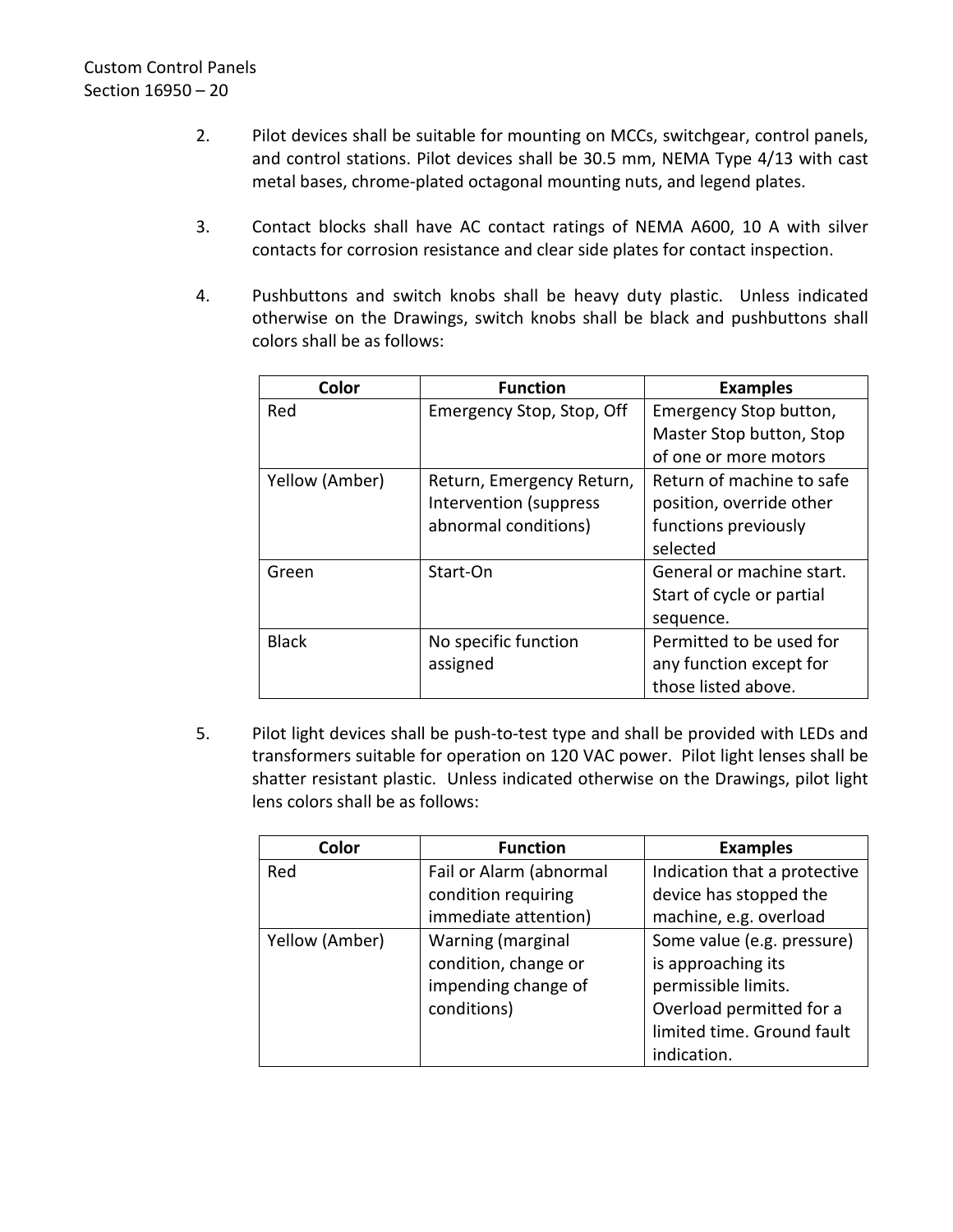2. Pilot devices shall be suitable for mounting on MCCs, switchgear, control panels, and control stations. Pilot devices shall be 30.5 mm, NEMA Type 4/13 with cast metal bases, chrome-plated octagonal mounting nuts, and legend plates.

3. Contact blocks shall have AC contact ratings of NEMA A600, 10 A with silver contacts for corrosion resistance and clear side plates for contact inspection.

4. Pushbuttons and switch knobs shall be heavy duty plastic. Unless indicated otherwise on the Drawings, switch knobs shall be black and pushbuttons shall colors shall be as follows:

| Color | Function | Examples |
|---|---|---|
| Red | Emergency Stop, Stop, Off | Emergency Stop button, Master Stop button, Stop of one or more motors |
| Yellow (Amber) | Return, Emergency Return, Intervention (suppress abnormal conditions) | Return of machine to safe position, override other functions previously selected |
| Green | Start-On | General or machine start. Start of cycle or partial sequence. |
| Black | No specific function assigned | Permitted to be used for any function except for those listed above. |

5. Pilot light devices shall be push-to-test type and shall be provided with LEDs and transformers suitable for operation on 120 VAC power. Pilot light lenses shall be shatter resistant plastic. Unless indicated otherwise on the Drawings, pilot light lens colors shall be as follows:

| Color | Function | Examples |
|---|---|---|
| Red | Fail or Alarm (abnormal condition requiring immediate attention) | Indication that a protective device has stopped the machine, e.g. overload |
| Yellow (Amber) | Warning (marginal condition, change or impending change of conditions) | Some value (e.g. pressure) is approaching its permissible limits. Overload permitted for a limited time. Ground fault indication. |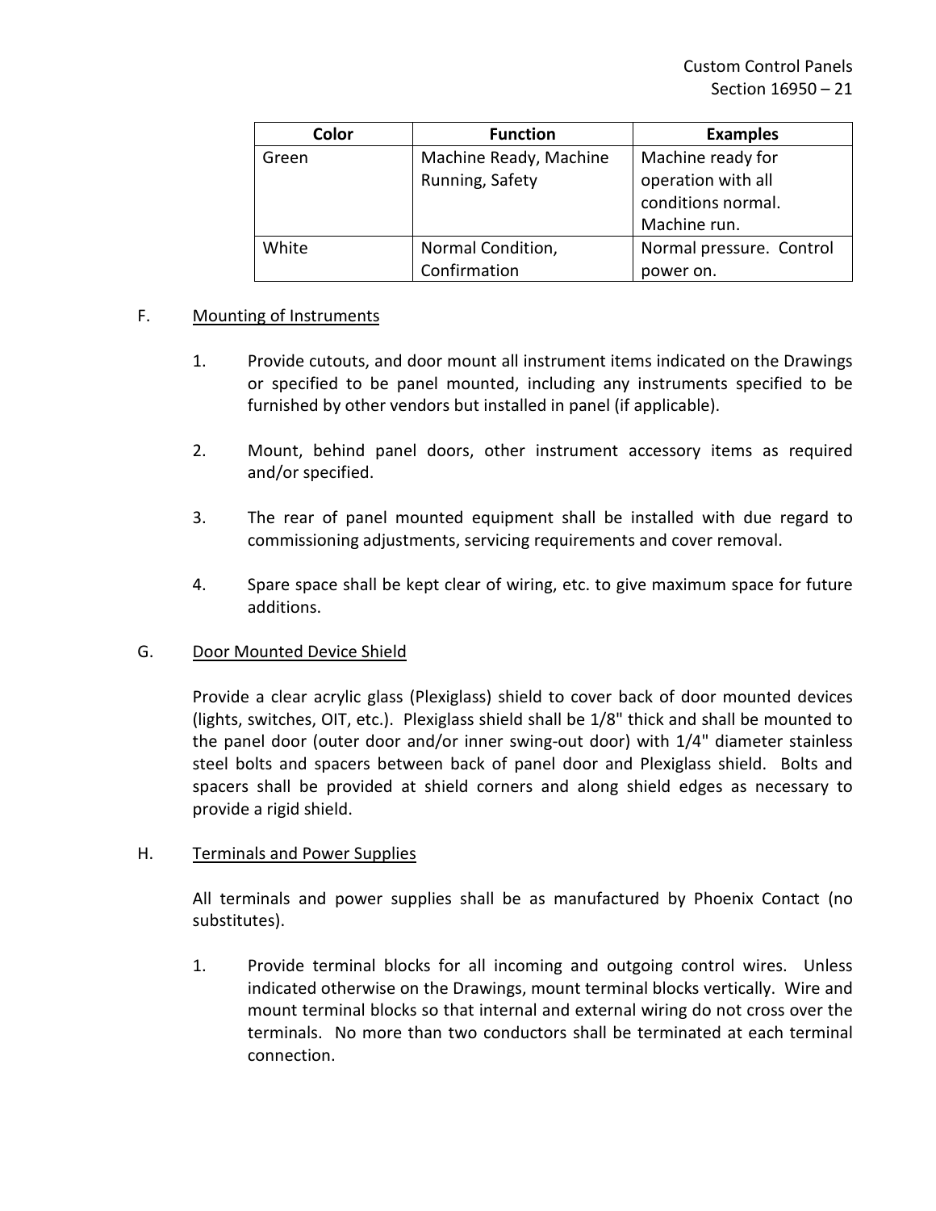| Color | Function | Examples |
| --- | --- | --- |
| Green | Machine Ready, Machine Running, Safety | Machine ready for operation with all conditions normal. Machine run. |
| White | Normal Condition, Confirmation | Normal pressure. Control power on. |

F. Mounting of Instruments

1. Provide cutouts, and door mount all instrument items indicated on the Drawings or specified to be panel mounted, including any instruments specified to be furnished by other vendors but installed in panel (if applicable).

2. Mount, behind panel doors, other instrument accessory items as required and/or specified.

3. The rear of panel mounted equipment shall be installed with due regard to commissioning adjustments, servicing requirements and cover removal.

4. Spare space shall be kept clear of wiring, etc. to give maximum space for future additions.

G. Door Mounted Device Shield

Provide a clear acrylic glass (Plexiglass) shield to cover back of door mounted devices (lights, switches, OIT, etc.). Plexiglass shield shall be 1/8" thick and shall be mounted to the panel door (outer door and/or inner swing-out door) with 1/4" diameter stainless steel bolts and spacers between back of panel door and Plexiglass shield. Bolts and spacers shall be provided at shield corners and along shield edges as necessary to provide a rigid shield.

H. Terminals and Power Supplies

All terminals and power supplies shall be as manufactured by Phoenix Contact (no substitutes).

1. Provide terminal blocks for all incoming and outgoing control wires. Unless indicated otherwise on the Drawings, mount terminal blocks vertically. Wire and mount terminal blocks so that internal and external wiring do not cross over the terminals. No more than two conductors shall be terminated at each terminal connection.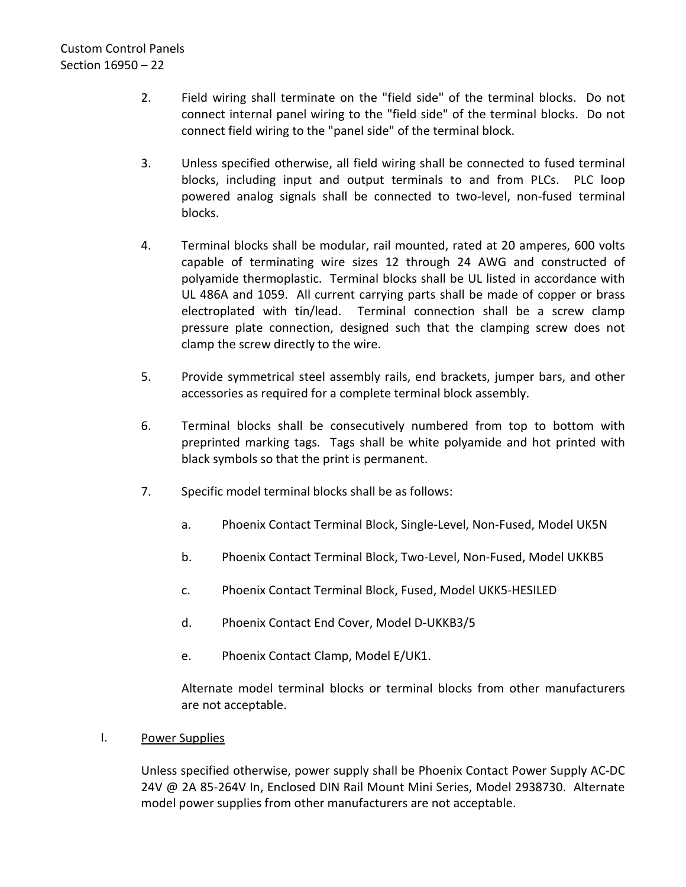2. Field wiring shall terminate on the "field side" of the terminal blocks. Do not connect internal panel wiring to the "field side" of the terminal blocks. Do not connect field wiring to the "panel side" of the terminal block.

3. Unless specified otherwise, all field wiring shall be connected to fused terminal blocks, including input and output terminals to and from PLCs. PLC loop powered analog signals shall be connected to two-level, non-fused terminal blocks.

4. Terminal blocks shall be modular, rail mounted, rated at 20 amperes, 600 volts capable of terminating wire sizes 12 through 24 AWG and constructed of polyamide thermoplastic. Terminal blocks shall be UL listed in accordance with UL 486A and 1059. All current carrying parts shall be made of copper or brass electroplated with tin/lead. Terminal connection shall be a screw clamp pressure plate connection, designed such that the clamping screw does not clamp the screw directly to the wire.

5. Provide symmetrical steel assembly rails, end brackets, jumper bars, and other accessories as required for a complete terminal block assembly.

6. Terminal blocks shall be consecutively numbered from top to bottom with preprinted marking tags. Tags shall be white polyamide and hot printed with black symbols so that the print is permanent.

7. Specific model terminal blocks shall be as follows:

   a. Phoenix Contact Terminal Block, Single-Level, Non-Fused, Model UK5N

   b. Phoenix Contact Terminal Block, Two-Level, Non-Fused, Model UKKB5

   c. Phoenix Contact Terminal Block, Fused, Model UKK5-HESILED

   d. Phoenix Contact End Cover, Model D-UKKB3/5

   e. Phoenix Contact Clamp, Model E/UK1.

   Alternate model terminal blocks or terminal blocks from other manufacturers are not acceptable.

I. Power Supplies

Unless specified otherwise, power supply shall be Phoenix Contact Power Supply AC-DC 24V @ 2A 85-264V In, Enclosed DIN Rail Mount Mini Series, Model 2938730. Alternate model power supplies from other manufacturers are not acceptable.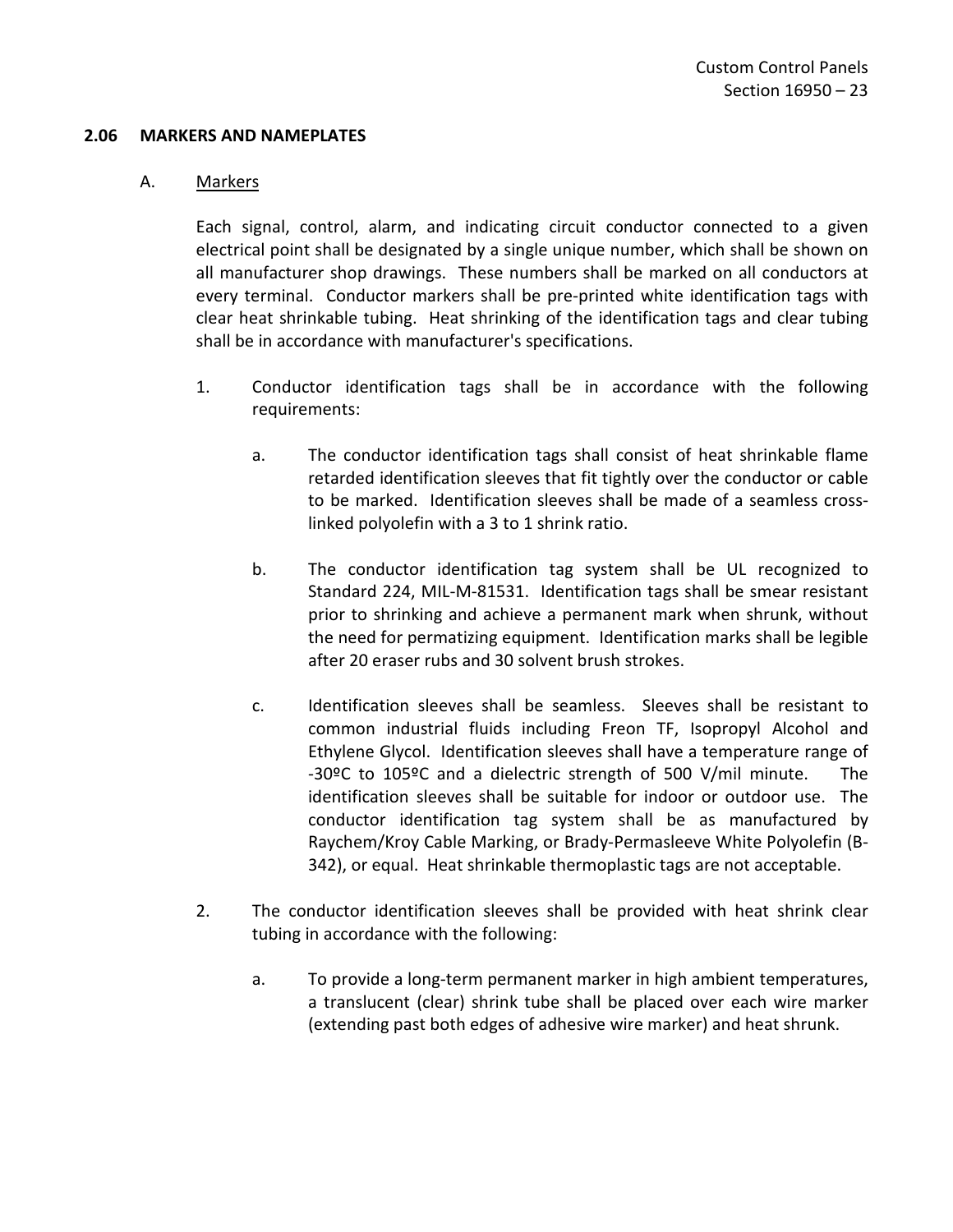### 2.06 MARKERS AND NAMEPLATES

A. Markers

Each signal, control, alarm, and indicating circuit conductor connected to a given electrical point shall be designated by a single unique number, which shall be shown on all manufacturer shop drawings. These numbers shall be marked on all conductors at every terminal. Conductor markers shall be pre-printed white identification tags with clear heat shrinkable tubing. Heat shrinking of the identification tags and clear tubing shall be in accordance with manufacturer's specifications.

1. Conductor identification tags shall be in accordance with the following requirements:

   a. The conductor identification tags shall consist of heat shrinkable flame retarded identification sleeves that fit tightly over the conductor or cable to be marked. Identification sleeves shall be made of a seamless cross-linked polyolefin with a 3 to 1 shrink ratio.

   b. The conductor identification tag system shall be UL recognized to Standard 224, MIL-M-81531. Identification tags shall be smear resistant prior to shrinking and achieve a permanent mark when shrunk, without the need for permatizing equipment. Identification marks shall be legible after 20 eraser rubs and 30 solvent brush strokes.

   c. Identification sleeves shall be seamless. Sleeves shall be resistant to common industrial fluids including Freon TF, Isopropyl Alcohol and Ethylene Glycol. Identification sleeves shall have a temperature range of -30ºC to 105ºC and a dielectric strength of 500 V/mil minute. The identification sleeves shall be suitable for indoor or outdoor use. The conductor identification tag system shall be as manufactured by Raychem/Kroy Cable Marking, or Brady-Permasleeve White Polyolefin (B-342), or equal. Heat shrinkable thermoplastic tags are not acceptable.

2. The conductor identification sleeves shall be provided with heat shrink clear tubing in accordance with the following:

   a. To provide a long-term permanent marker in high ambient temperatures, a translucent (clear) shrink tube shall be placed over each wire marker (extending past both edges of adhesive wire marker) and heat shrunk.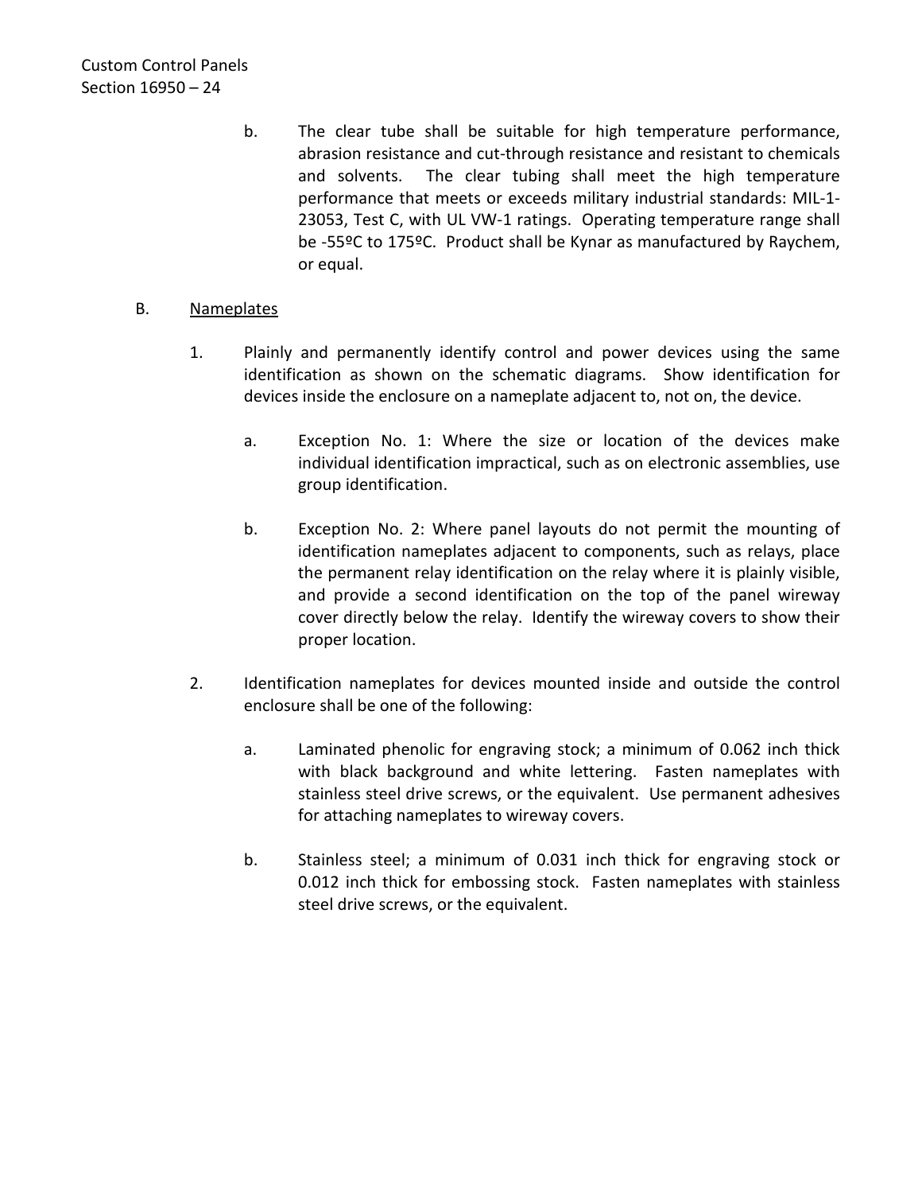b. The clear tube shall be suitable for high temperature performance, abrasion resistance and cut-through resistance and resistant to chemicals and solvents. The clear tubing shall meet the high temperature performance that meets or exceeds military industrial standards: MIL-1-23053, Test C, with UL VW-1 ratings. Operating temperature range shall be -55ºC to 175ºC. Product shall be Kynar as manufactured by Raychem, or equal.

B. <u>Nameplates</u>

1. Plainly and permanently identify control and power devices using the same identification as shown on the schematic diagrams. Show identification for devices inside the enclosure on a nameplate adjacent to, not on, the device.

   a. Exception No. 1: Where the size or location of the devices make individual identification impractical, such as on electronic assemblies, use group identification.

   b. Exception No. 2: Where panel layouts do not permit the mounting of identification nameplates adjacent to components, such as relays, place the permanent relay identification on the relay where it is plainly visible, and provide a second identification on the top of the panel wireway cover directly below the relay. Identify the wireway covers to show their proper location.

2. Identification nameplates for devices mounted inside and outside the control enclosure shall be one of the following:

   a. Laminated phenolic for engraving stock; a minimum of 0.062 inch thick with black background and white lettering. Fasten nameplates with stainless steel drive screws, or the equivalent. Use permanent adhesives for attaching nameplates to wireway covers.

   b. Stainless steel; a minimum of 0.031 inch thick for engraving stock or 0.012 inch thick for embossing stock. Fasten nameplates with stainless steel drive screws, or the equivalent.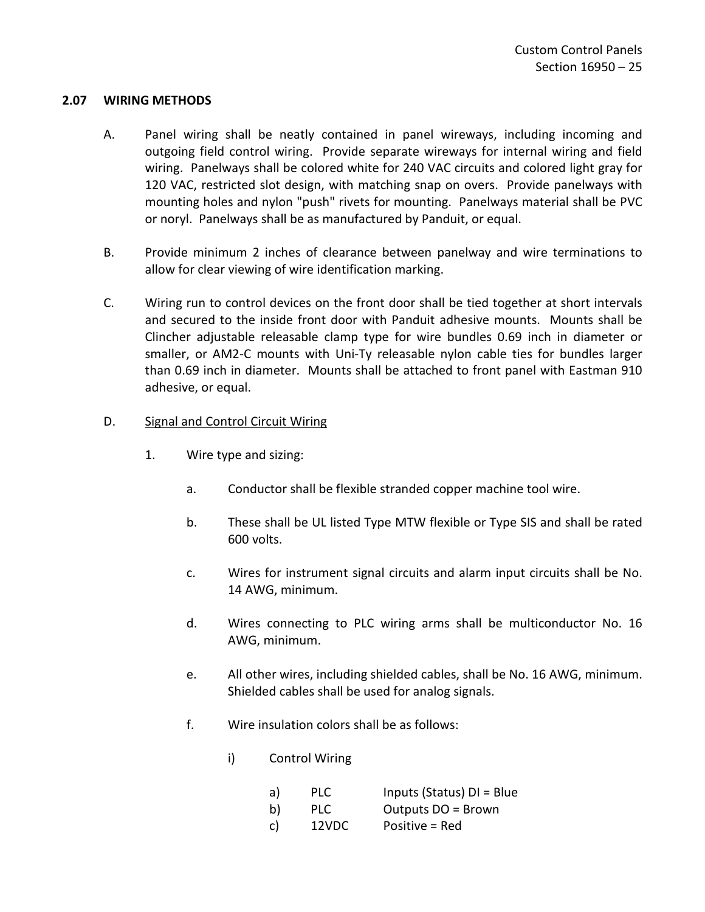## 2.07 WIRING METHODS

A. Panel wiring shall be neatly contained in panel wireways, including incoming and outgoing field control wiring. Provide separate wireways for internal wiring and field wiring. Panelways shall be colored white for 240 VAC circuits and colored light gray for 120 VAC, restricted slot design, with matching snap on overs. Provide panelways with mounting holes and nylon "push" rivets for mounting. Panelways material shall be PVC or noryl. Panelways shall be as manufactured by Panduit, or equal.

B. Provide minimum 2 inches of clearance between panelway and wire terminations to allow for clear viewing of wire identification marking.

C. Wiring run to control devices on the front door shall be tied together at short intervals and secured to the inside front door with Panduit adhesive mounts. Mounts shall be Clincher adjustable releasable clamp type for wire bundles 0.69 inch in diameter or smaller, or AM2-C mounts with Uni-Ty releasable nylon cable ties for bundles larger than 0.69 inch in diameter. Mounts shall be attached to front panel with Eastman 910 adhesive, or equal.

D. <u>Signal and Control Circuit Wiring</u>

1. Wire type and sizing:

   a. Conductor shall be flexible stranded copper machine tool wire.

   b. These shall be UL listed Type MTW flexible or Type SIS and shall be rated 600 volts.

   c. Wires for instrument signal circuits and alarm input circuits shall be No. 14 AWG, minimum.

   d. Wires connecting to PLC wiring arms shall be multiconductor No. 16 AWG, minimum.

   e. All other wires, including shielded cables, shall be No. 16 AWG, minimum. Shielded cables shall be used for analog signals.

   f. Wire insulation colors shall be as follows:

      i) Control Wiring

         a) PLC Inputs (Status) DI = Blue
         b) PLC Outputs DO = Brown
         c) 12VDC Positive = Red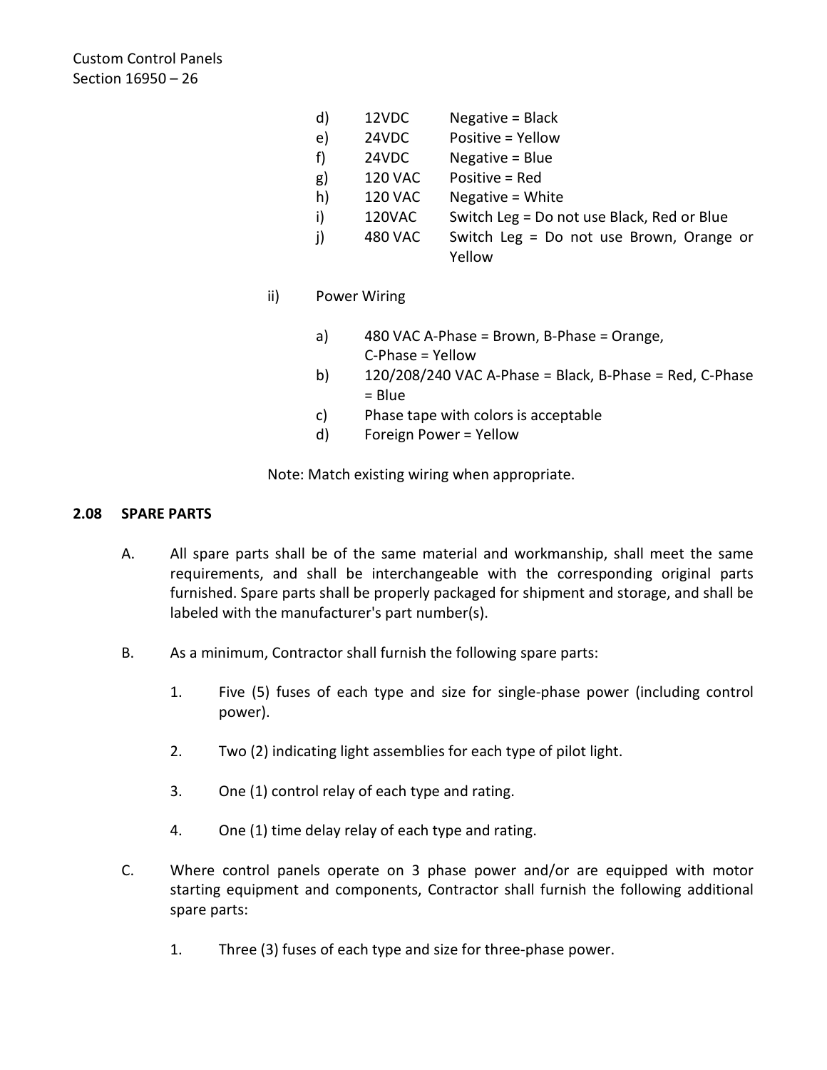d) 12VDC Negative = Black
e) 24VDC Positive = Yellow
f) 24VDC Negative = Blue
g) 120 VAC Positive = Red
h) 120 VAC Negative = White
i) 120VAC Switch Leg = Do not use Black, Red or Blue
j) 480 VAC Switch Leg = Do not use Brown, Orange or Yellow

ii) Power Wiring

a) 480 VAC A-Phase = Brown, B-Phase = Orange, C-Phase = Yellow
b) 120/208/240 VAC A-Phase = Black, B-Phase = Red, C-Phase = Blue
c) Phase tape with colors is acceptable
d) Foreign Power = Yellow

Note: Match existing wiring when appropriate.

### 2.08 SPARE PARTS

A. All spare parts shall be of the same material and workmanship, shall meet the same requirements, and shall be interchangeable with the corresponding original parts furnished. Spare parts shall be properly packaged for shipment and storage, and shall be labeled with the manufacturer's part number(s).

B. As a minimum, Contractor shall furnish the following spare parts:

1. Five (5) fuses of each type and size for single-phase power (including control power).

2. Two (2) indicating light assemblies for each type of pilot light.

3. One (1) control relay of each type and rating.

4. One (1) time delay relay of each type and rating.

C. Where control panels operate on 3 phase power and/or are equipped with motor starting equipment and components, Contractor shall furnish the following additional spare parts:

1. Three (3) fuses of each type and size for three-phase power.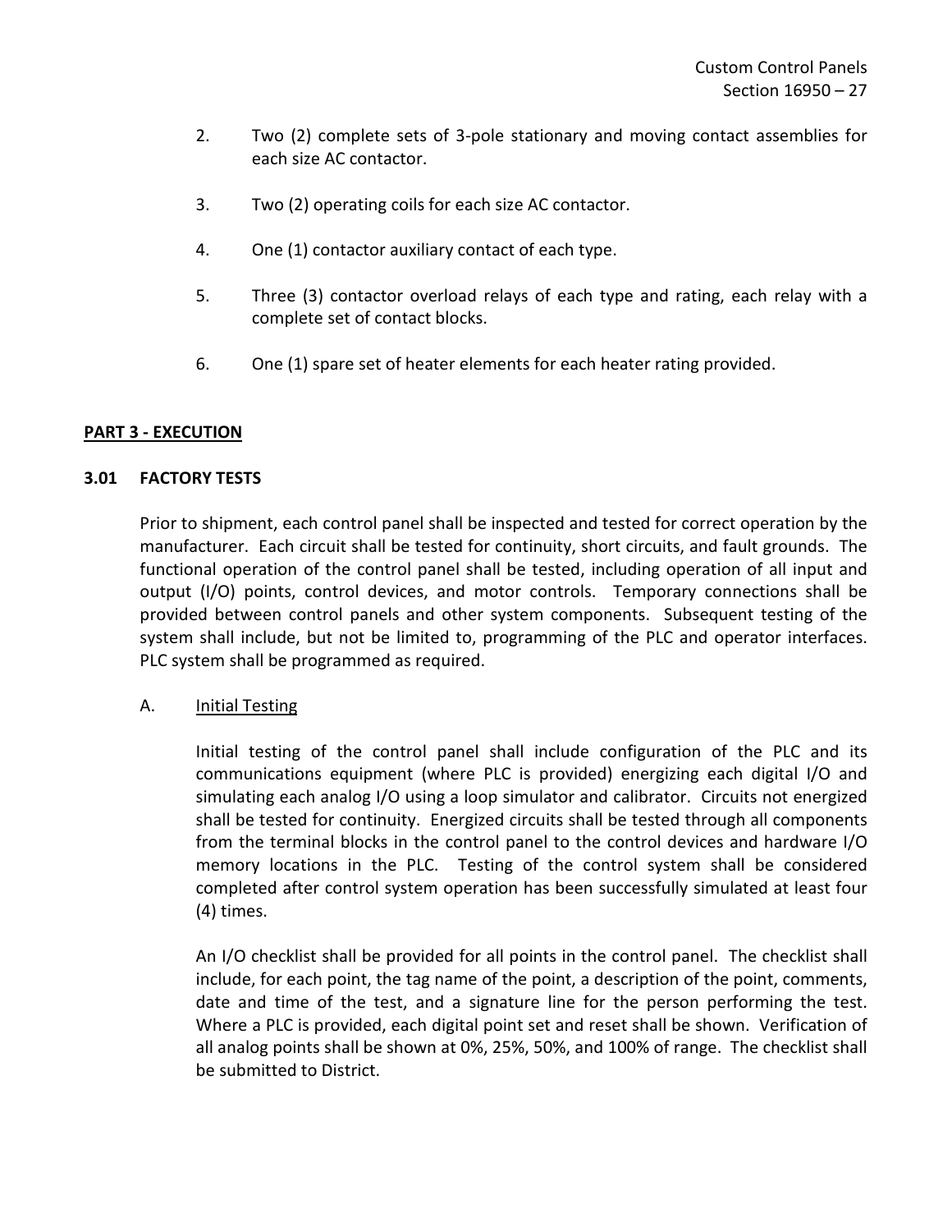2. Two (2) complete sets of 3-pole stationary and moving contact assemblies for each size AC contactor.

3. Two (2) operating coils for each size AC contactor.

4. One (1) contactor auxiliary contact of each type.

5. Three (3) contactor overload relays of each type and rating, each relay with a complete set of contact blocks.

6. One (1) spare set of heater elements for each heater rating provided.

## PART 3 - EXECUTION

### 3.01 FACTORY TESTS

Prior to shipment, each control panel shall be inspected and tested for correct operation by the manufacturer. Each circuit shall be tested for continuity, short circuits, and fault grounds. The functional operation of the control panel shall be tested, including operation of all input and output (I/O) points, control devices, and motor controls. Temporary connections shall be provided between control panels and other system components. Subsequent testing of the system shall include, but not be limited to, programming of the PLC and operator interfaces. PLC system shall be programmed as required.

A. Initial Testing

Initial testing of the control panel shall include configuration of the PLC and its communications equipment (where PLC is provided) energizing each digital I/O and simulating each analog I/O using a loop simulator and calibrator. Circuits not energized shall be tested for continuity. Energized circuits shall be tested through all components from the terminal blocks in the control panel to the control devices and hardware I/O memory locations in the PLC. Testing of the control system shall be considered completed after control system operation has been successfully simulated at least four (4) times.

An I/O checklist shall be provided for all points in the control panel. The checklist shall include, for each point, the tag name of the point, a description of the point, comments, date and time of the test, and a signature line for the person performing the test. Where a PLC is provided, each digital point set and reset shall be shown. Verification of all analog points shall be shown at 0%, 25%, 50%, and 100% of range. The checklist shall be submitted to District.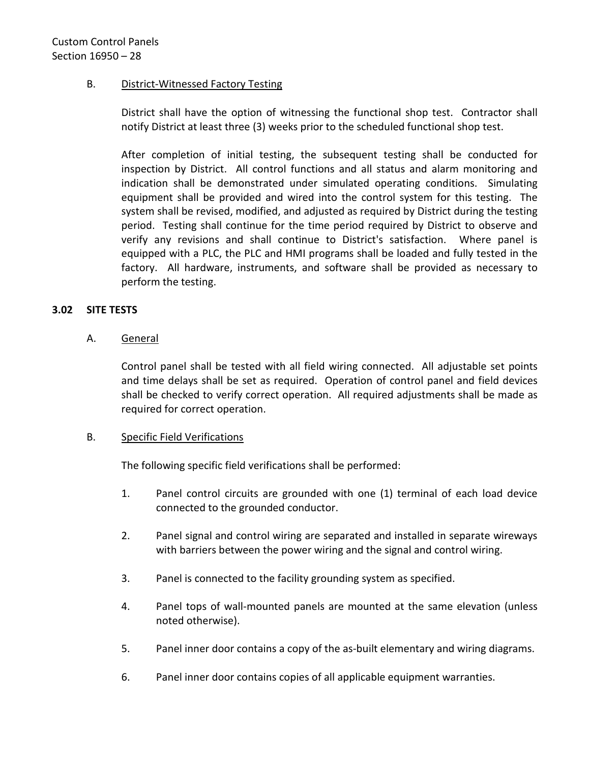B. <u>District-Witnessed Factory Testing</u>

District shall have the option of witnessing the functional shop test. Contractor shall notify District at least three (3) weeks prior to the scheduled functional shop test.

After completion of initial testing, the subsequent testing shall be conducted for inspection by District. All control functions and all status and alarm monitoring and indication shall be demonstrated under simulated operating conditions. Simulating equipment shall be provided and wired into the control system for this testing. The system shall be revised, modified, and adjusted as required by District during the testing period. Testing shall continue for the time period required by District to observe and verify any revisions and shall continue to District's satisfaction. Where panel is equipped with a PLC, the PLC and HMI programs shall be loaded and fully tested in the factory. All hardware, instruments, and software shall be provided as necessary to perform the testing.

## 3.02 SITE TESTS

A. <u>General</u>

Control panel shall be tested with all field wiring connected. All adjustable set points and time delays shall be set as required. Operation of control panel and field devices shall be checked to verify correct operation. All required adjustments shall be made as required for correct operation.

B. <u>Specific Field Verifications</u>

The following specific field verifications shall be performed:

1. Panel control circuits are grounded with one (1) terminal of each load device connected to the grounded conductor.
2. Panel signal and control wiring are separated and installed in separate wireways with barriers between the power wiring and the signal and control wiring.
3. Panel is connected to the facility grounding system as specified.
4. Panel tops of wall-mounted panels are mounted at the same elevation (unless noted otherwise).
5. Panel inner door contains a copy of the as-built elementary and wiring diagrams.
6. Panel inner door contains copies of all applicable equipment warranties.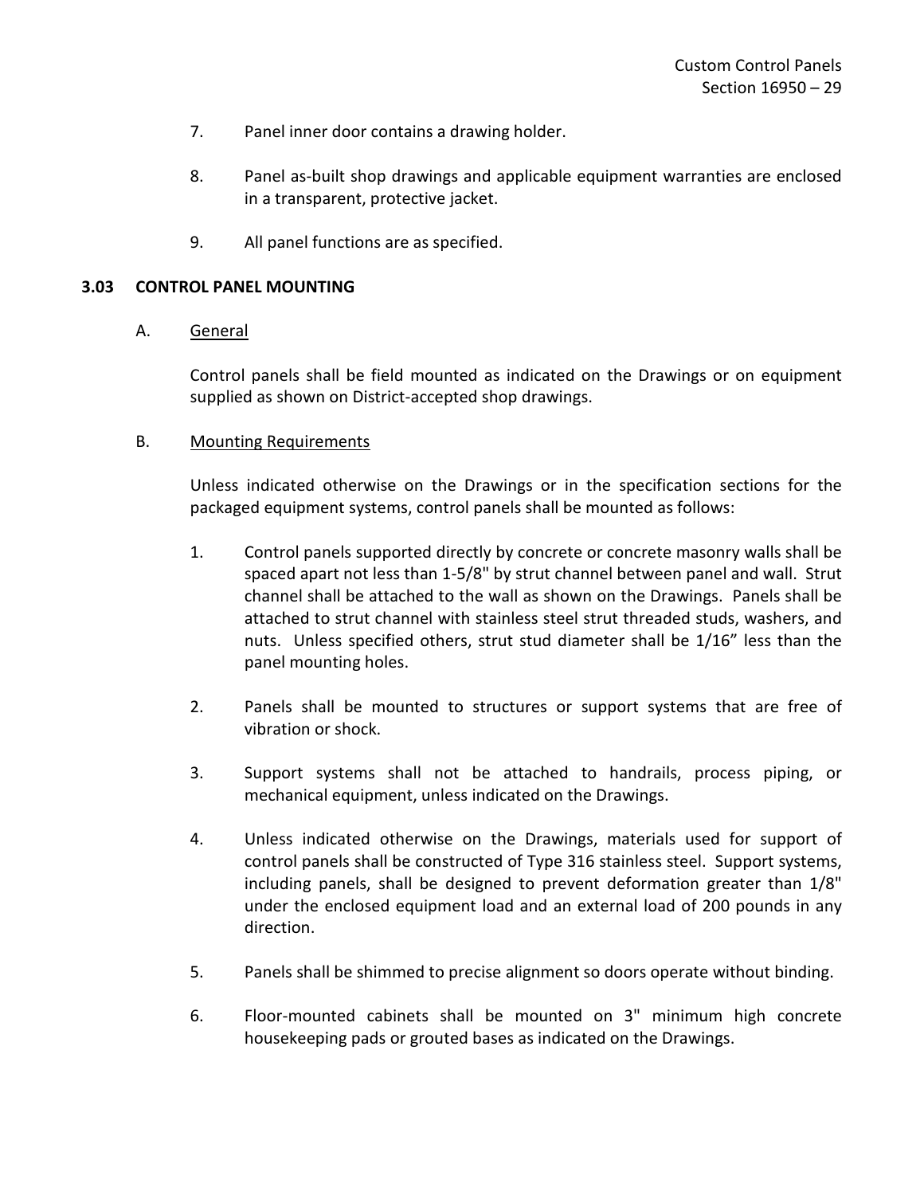7. Panel inner door contains a drawing holder.

8. Panel as-built shop drawings and applicable equipment warranties are enclosed in a transparent, protective jacket.

9. All panel functions are as specified.

### 3.03 CONTROL PANEL MOUNTING

A. General

Control panels shall be field mounted as indicated on the Drawings or on equipment supplied as shown on District-accepted shop drawings.

B. Mounting Requirements

Unless indicated otherwise on the Drawings or in the specification sections for the packaged equipment systems, control panels shall be mounted as follows:

1. Control panels supported directly by concrete or concrete masonry walls shall be spaced apart not less than 1-5/8" by strut channel between panel and wall. Strut channel shall be attached to the wall as shown on the Drawings. Panels shall be attached to strut channel with stainless steel strut threaded studs, washers, and nuts. Unless specified others, strut stud diameter shall be 1/16" less than the panel mounting holes.

2. Panels shall be mounted to structures or support systems that are free of vibration or shock.

3. Support systems shall not be attached to handrails, process piping, or mechanical equipment, unless indicated on the Drawings.

4. Unless indicated otherwise on the Drawings, materials used for support of control panels shall be constructed of Type 316 stainless steel. Support systems, including panels, shall be designed to prevent deformation greater than 1/8" under the enclosed equipment load and an external load of 200 pounds in any direction.

5. Panels shall be shimmed to precise alignment so doors operate without binding.

6. Floor-mounted cabinets shall be mounted on 3" minimum high concrete housekeeping pads or grouted bases as indicated on the Drawings.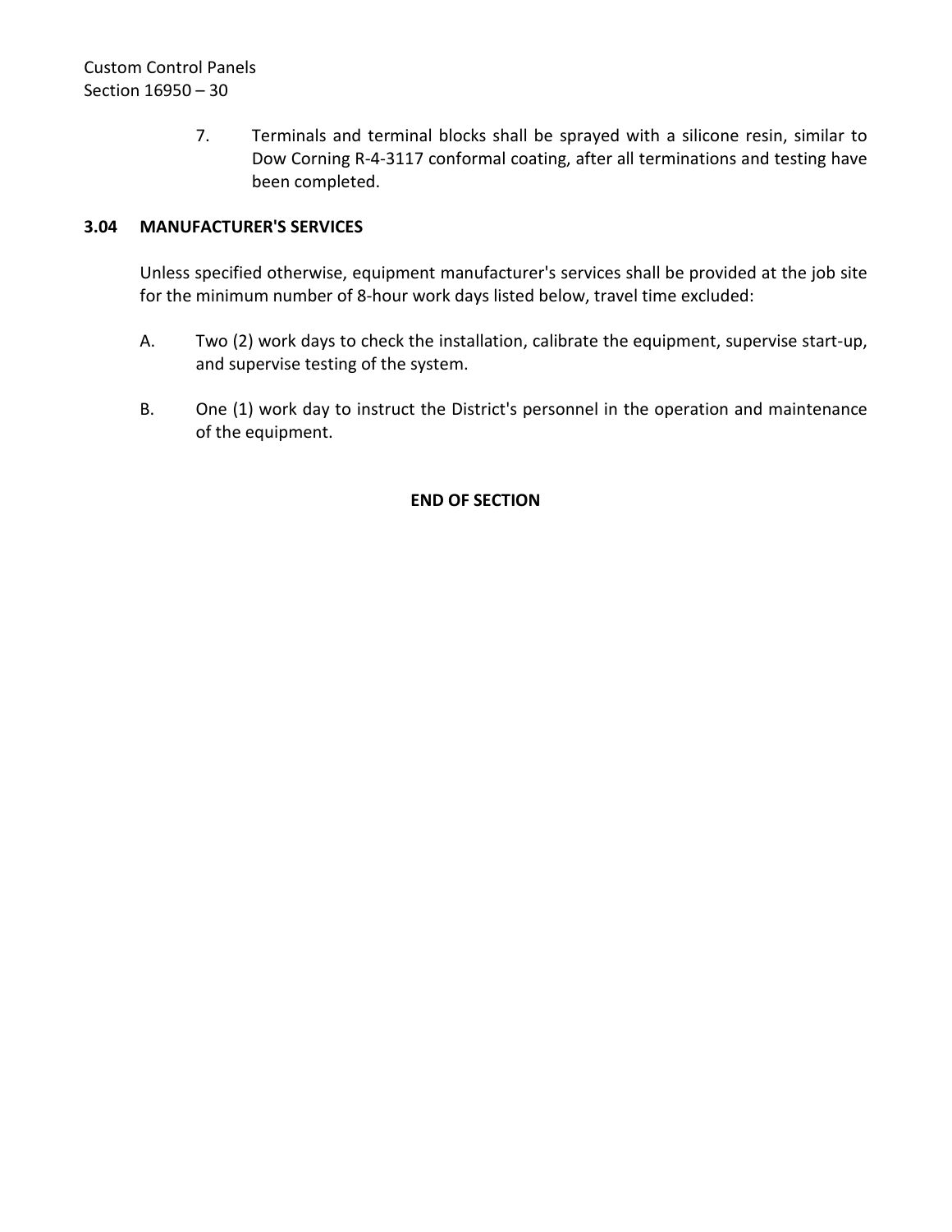7. Terminals and terminal blocks shall be sprayed with a silicone resin, similar to Dow Corning R-4-3117 conformal coating, after all terminations and testing have been completed.

### 3.04 MANUFACTURER'S SERVICES

Unless specified otherwise, equipment manufacturer's services shall be provided at the job site for the minimum number of 8-hour work days listed below, travel time excluded:

A. Two (2) work days to check the installation, calibrate the equipment, supervise start-up, and supervise testing of the system.

B. One (1) work day to instruct the District's personnel in the operation and maintenance of the equipment.

**END OF SECTION**